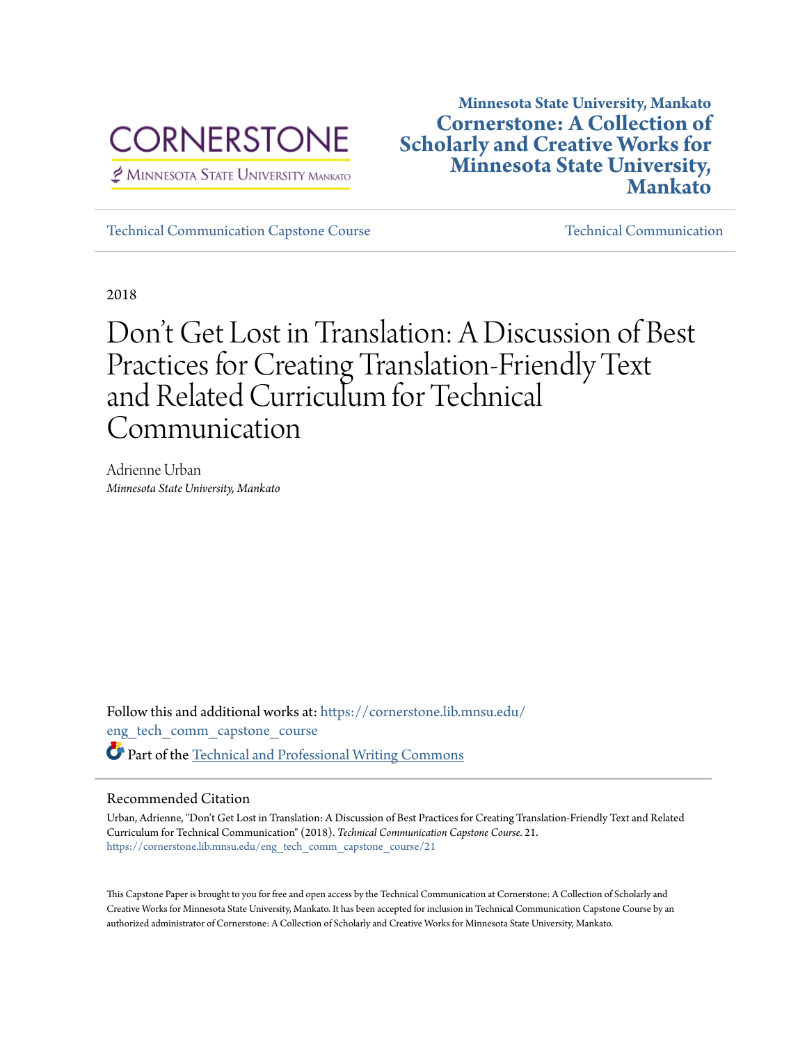CORNERSTONE

Minnesota State University Mankato

**Minnesota State University, Mankato**

**Cornerstone: A Collection of Scholarly and Creative Works for Minnesota State University, Mankato**

Technical Communication Capstone Course | Technical Communication

2018

# Don't Get Lost in Translation: A Discussion of Best Practices for Creating Translation-Friendly Text and Related Curriculum for Technical Communication

Adrienne Urban
*Minnesota State University, Mankato*

Follow this and additional works at: https://cornerstone.lib.mnsu.edu/eng_tech_comm_capstone_course

Part of the Technical and Professional Writing Commons

## Recommended Citation

Urban, Adrienne, "Don't Get Lost in Translation: A Discussion of Best Practices for Creating Translation-Friendly Text and Related Curriculum for Technical Communication" (2018). *Technical Communication Capstone Course*. 21.
https://cornerstone.lib.mnsu.edu/eng_tech_comm_capstone_course/21

This Capstone Paper is brought to you for free and open access by the Technical Communication at Cornerstone: A Collection of Scholarly and Creative Works for Minnesota State University, Mankato. It has been accepted for inclusion in Technical Communication Capstone Course by an authorized administrator of Cornerstone: A Collection of Scholarly and Creative Works for Minnesota State University, Mankato.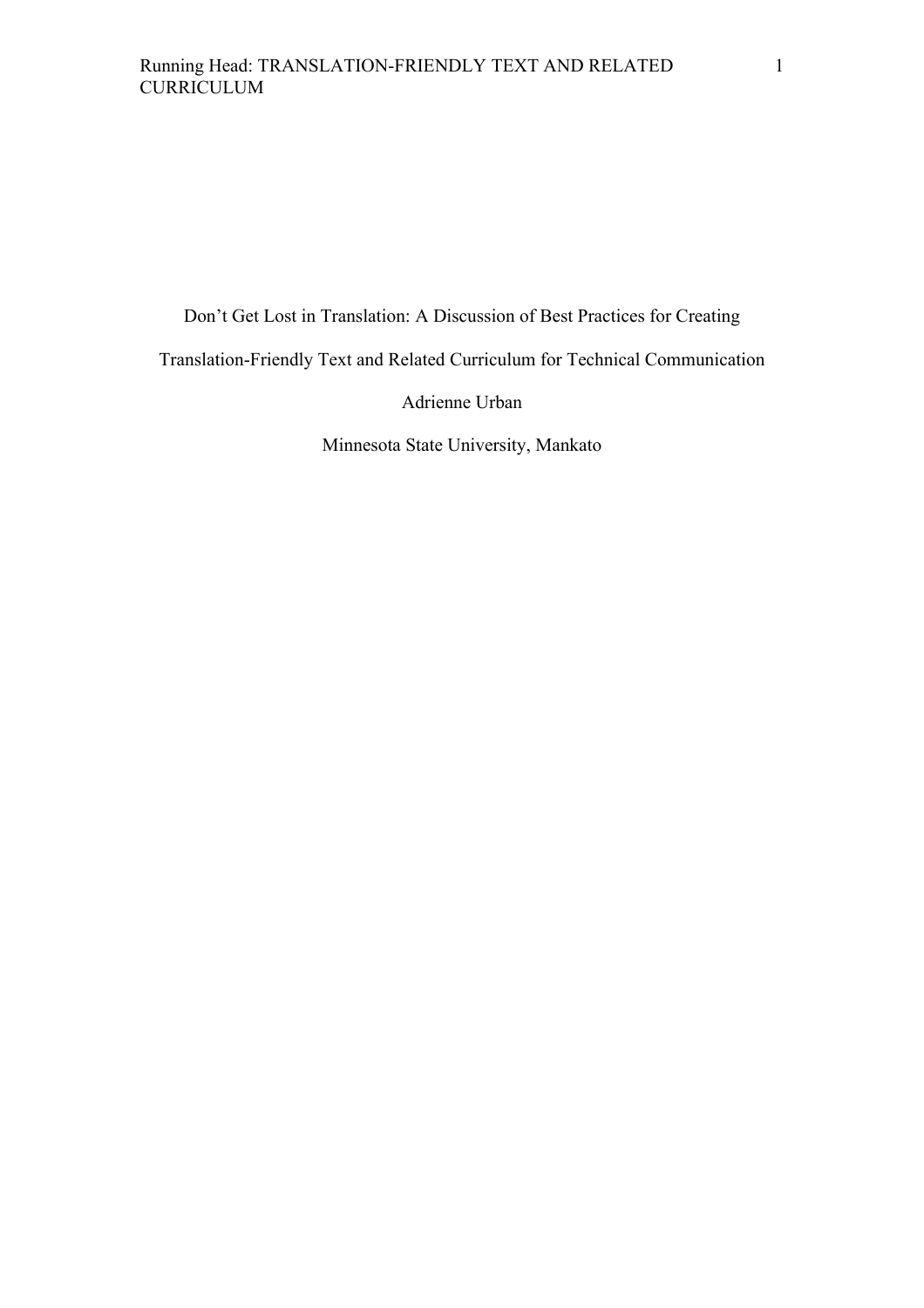# Don't Get Lost in Translation: A Discussion of Best Practices for Creating Translation-Friendly Text and Related Curriculum for Technical Communication

Adrienne Urban

Minnesota State University, Mankato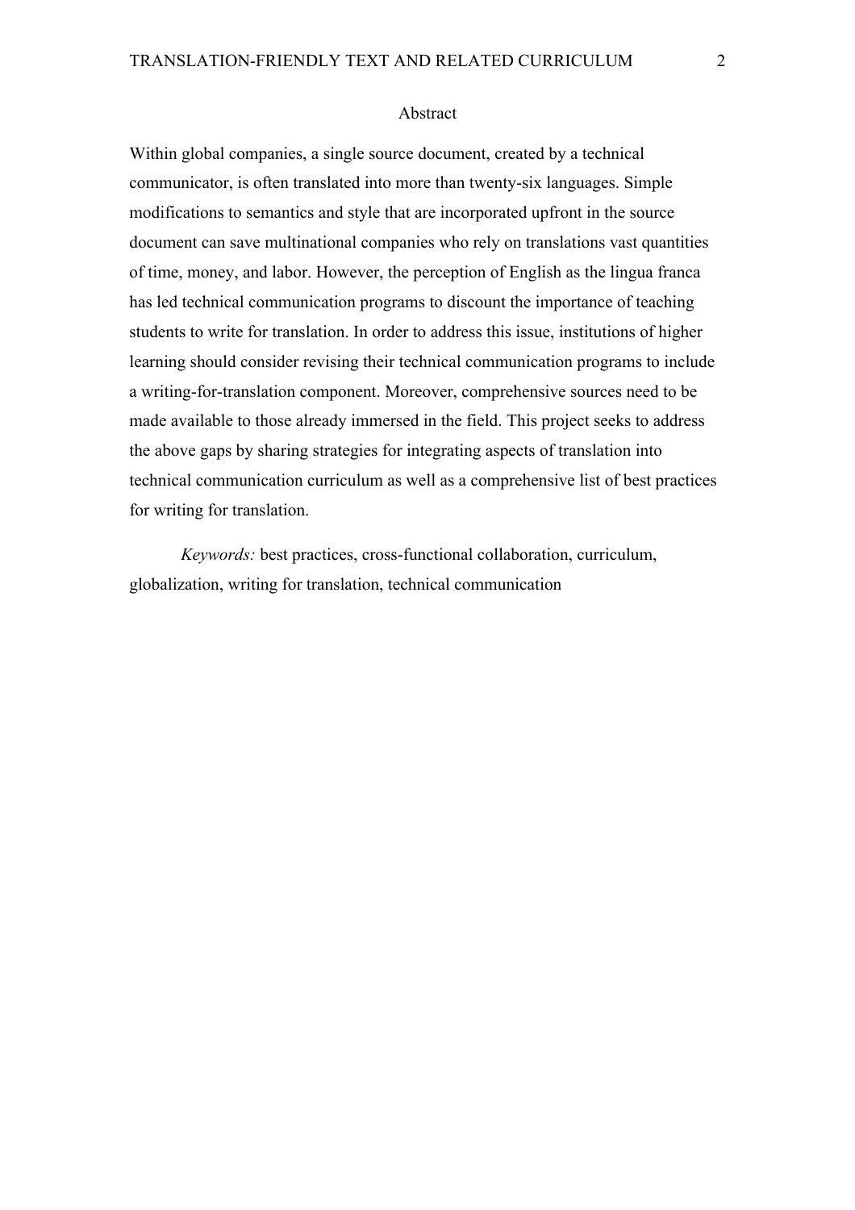## Abstract

Within global companies, a single source document, created by a technical communicator, is often translated into more than twenty-six languages. Simple modifications to semantics and style that are incorporated upfront in the source document can save multinational companies who rely on translations vast quantities of time, money, and labor. However, the perception of English as the lingua franca has led technical communication programs to discount the importance of teaching students to write for translation. In order to address this issue, institutions of higher learning should consider revising their technical communication programs to include a writing-for-translation component. Moreover, comprehensive sources need to be made available to those already immersed in the field. This project seeks to address the above gaps by sharing strategies for integrating aspects of translation into technical communication curriculum as well as a comprehensive list of best practices for writing for translation.

*Keywords:* best practices, cross-functional collaboration, curriculum, globalization, writing for translation, technical communication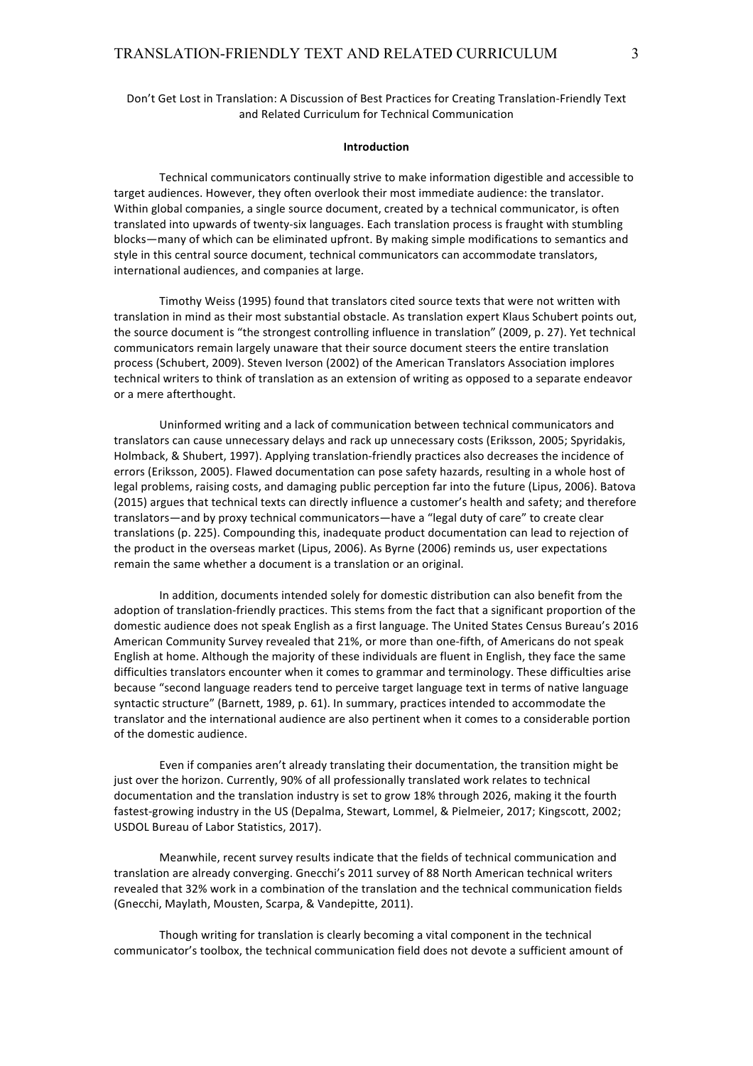Don't Get Lost in Translation: A Discussion of Best Practices for Creating Translation-Friendly Text and Related Curriculum for Technical Communication

## Introduction

Technical communicators continually strive to make information digestible and accessible to target audiences. However, they often overlook their most immediate audience: the translator. Within global companies, a single source document, created by a technical communicator, is often translated into upwards of twenty-six languages. Each translation process is fraught with stumbling blocks—many of which can be eliminated upfront. By making simple modifications to semantics and style in this central source document, technical communicators can accommodate translators, international audiences, and companies at large.

Timothy Weiss (1995) found that translators cited source texts that were not written with translation in mind as their most substantial obstacle. As translation expert Klaus Schubert points out, the source document is "the strongest controlling influence in translation" (2009, p. 27). Yet technical communicators remain largely unaware that their source document steers the entire translation process (Schubert, 2009). Steven Iverson (2002) of the American Translators Association implores technical writers to think of translation as an extension of writing as opposed to a separate endeavor or a mere afterthought.

Uninformed writing and a lack of communication between technical communicators and translators can cause unnecessary delays and rack up unnecessary costs (Eriksson, 2005; Spyridakis, Holmback, & Shubert, 1997). Applying translation-friendly practices also decreases the incidence of errors (Eriksson, 2005). Flawed documentation can pose safety hazards, resulting in a whole host of legal problems, raising costs, and damaging public perception far into the future (Lipus, 2006). Batova (2015) argues that technical texts can directly influence a customer's health and safety; and therefore translators—and by proxy technical communicators—have a "legal duty of care" to create clear translations (p. 225). Compounding this, inadequate product documentation can lead to rejection of the product in the overseas market (Lipus, 2006). As Byrne (2006) reminds us, user expectations remain the same whether a document is a translation or an original.

In addition, documents intended solely for domestic distribution can also benefit from the adoption of translation-friendly practices. This stems from the fact that a significant proportion of the domestic audience does not speak English as a first language. The United States Census Bureau's 2016 American Community Survey revealed that 21%, or more than one-fifth, of Americans do not speak English at home. Although the majority of these individuals are fluent in English, they face the same difficulties translators encounter when it comes to grammar and terminology. These difficulties arise because "second language readers tend to perceive target language text in terms of native language syntactic structure" (Barnett, 1989, p. 61). In summary, practices intended to accommodate the translator and the international audience are also pertinent when it comes to a considerable portion of the domestic audience.

Even if companies aren't already translating their documentation, the transition might be just over the horizon. Currently, 90% of all professionally translated work relates to technical documentation and the translation industry is set to grow 18% through 2026, making it the fourth fastest-growing industry in the US (Depalma, Stewart, Lommel, & Pielmeier, 2017; Kingscott, 2002; USDOL Bureau of Labor Statistics, 2017).

Meanwhile, recent survey results indicate that the fields of technical communication and translation are already converging. Gnecchi's 2011 survey of 88 North American technical writers revealed that 32% work in a combination of the translation and the technical communication fields (Gnecchi, Maylath, Mousten, Scarpa, & Vandepitte, 2011).

Though writing for translation is clearly becoming a vital component in the technical communicator's toolbox, the technical communication field does not devote a sufficient amount of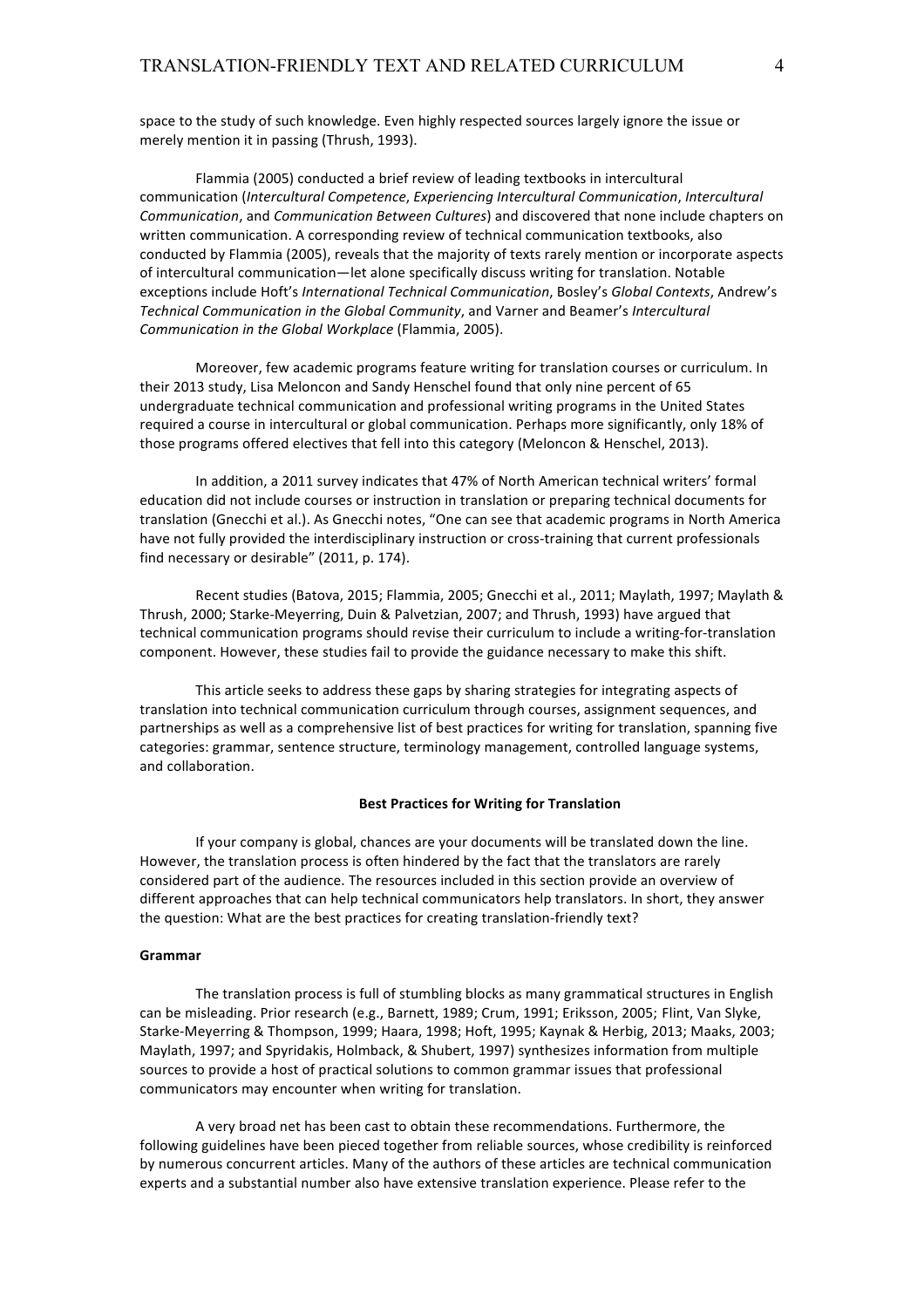space to the study of such knowledge. Even highly respected sources largely ignore the issue or merely mention it in passing (Thrush, 1993).

Flammia (2005) conducted a brief review of leading textbooks in intercultural communication (*Intercultural Competence*, *Experiencing Intercultural Communication*, *Intercultural Communication*, and *Communication Between Cultures*) and discovered that none include chapters on written communication. A corresponding review of technical communication textbooks, also conducted by Flammia (2005), reveals that the majority of texts rarely mention or incorporate aspects of intercultural communication—let alone specifically discuss writing for translation. Notable exceptions include Hoft's *International Technical Communication*, Bosley's *Global Contexts*, Andrew's *Technical Communication in the Global Community*, and Varner and Beamer's *Intercultural Communication in the Global Workplace* (Flammia, 2005).

Moreover, few academic programs feature writing for translation courses or curriculum. In their 2013 study, Lisa Meloncon and Sandy Henschel found that only nine percent of 65 undergraduate technical communication and professional writing programs in the United States required a course in intercultural or global communication. Perhaps more significantly, only 18% of those programs offered electives that fell into this category (Meloncon & Henschel, 2013).

In addition, a 2011 survey indicates that 47% of North American technical writers' formal education did not include courses or instruction in translation or preparing technical documents for translation (Gnecchi et al.). As Gnecchi notes, "One can see that academic programs in North America have not fully provided the interdisciplinary instruction or cross-training that current professionals find necessary or desirable" (2011, p. 174).

Recent studies (Batova, 2015; Flammia, 2005; Gnecchi et al., 2011; Maylath, 1997; Maylath & Thrush, 2000; Starke-Meyerring, Duin & Palvetzian, 2007; and Thrush, 1993) have argued that technical communication programs should revise their curriculum to include a writing-for-translation component. However, these studies fail to provide the guidance necessary to make this shift.

This article seeks to address these gaps by sharing strategies for integrating aspects of translation into technical communication curriculum through courses, assignment sequences, and partnerships as well as a comprehensive list of best practices for writing for translation, spanning five categories: grammar, sentence structure, terminology management, controlled language systems, and collaboration.

## Best Practices for Writing for Translation

If your company is global, chances are your documents will be translated down the line. However, the translation process is often hindered by the fact that the translators are rarely considered part of the audience. The resources included in this section provide an overview of different approaches that can help technical communicators help translators. In short, they answer the question: What are the best practices for creating translation-friendly text?

### Grammar

The translation process is full of stumbling blocks as many grammatical structures in English can be misleading. Prior research (e.g., Barnett, 1989; Crum, 1991; Eriksson, 2005; Flint, Van Slyke, Starke-Meyerring & Thompson, 1999; Haara, 1998; Hoft, 1995; Kaynak & Herbig, 2013; Maaks, 2003; Maylath, 1997; and Spyridakis, Holmback, & Shubert, 1997) synthesizes information from multiple sources to provide a host of practical solutions to common grammar issues that professional communicators may encounter when writing for translation.

A very broad net has been cast to obtain these recommendations. Furthermore, the following guidelines have been pieced together from reliable sources, whose credibility is reinforced by numerous concurrent articles. Many of the authors of these articles are technical communication experts and a substantial number also have extensive translation experience. Please refer to the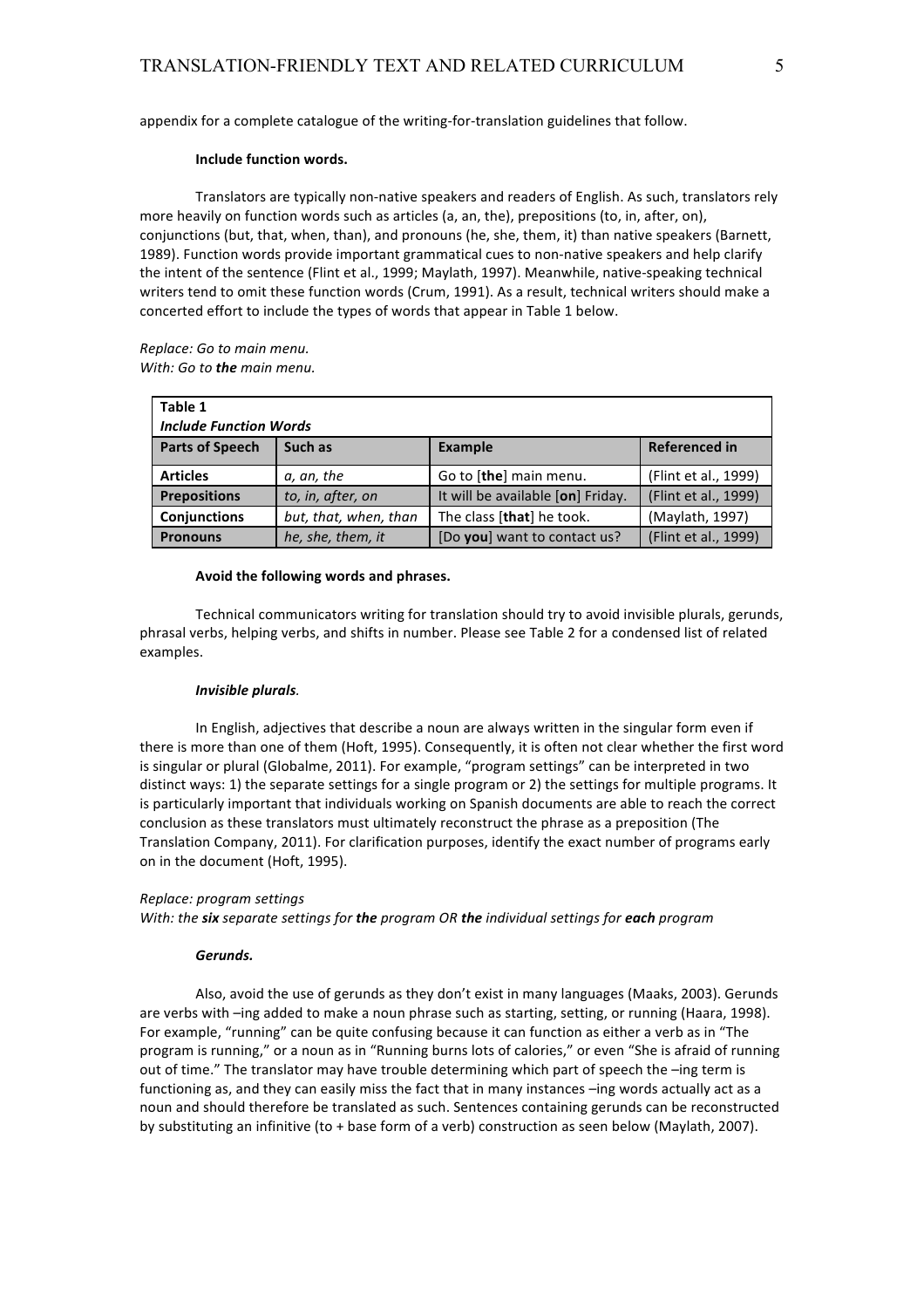appendix for a complete catalogue of the writing-for-translation guidelines that follow.

**Include function words.**

Translators are typically non-native speakers and readers of English. As such, translators rely more heavily on function words such as articles (a, an, the), prepositions (to, in, after, on), conjunctions (but, that, when, than), and pronouns (he, she, them, it) than native speakers (Barnett, 1989). Function words provide important grammatical cues to non-native speakers and help clarify the intent of the sentence (Flint et al., 1999; Maylath, 1997). Meanwhile, native-speaking technical writers tend to omit these function words (Crum, 1991). As a result, technical writers should make a concerted effort to include the types of words that appear in Table 1 below.

*Replace: Go to main menu.*
*With: Go to **the** main menu.*

**Table 1**
***Include Function Words***

| Parts of Speech | Such as | Example | Referenced in |
|---|---|---|---|
| **Articles** | *a, an, the* | Go to [**the**] main menu. | (Flint et al., 1999) |
| **Prepositions** | *to, in, after, on* | It will be available [**on**] Friday. | (Flint et al., 1999) |
| **Conjunctions** | *but, that, when, than* | The class [**that**] he took. | (Maylath, 1997) |
| **Pronouns** | *he, she, them, it* | [Do **you**] want to contact us? | (Flint et al., 1999) |

**Avoid the following words and phrases.**

Technical communicators writing for translation should try to avoid invisible plurals, gerunds, phrasal verbs, helping verbs, and shifts in number. Please see Table 2 for a condensed list of related examples.

***Invisible plurals.***

In English, adjectives that describe a noun are always written in the singular form even if there is more than one of them (Hoft, 1995). Consequently, it is often not clear whether the first word is singular or plural (Globalme, 2011). For example, "program settings" can be interpreted in two distinct ways: 1) the separate settings for a single program or 2) the settings for multiple programs. It is particularly important that individuals working on Spanish documents are able to reach the correct conclusion as these translators must ultimately reconstruct the phrase as a preposition (The Translation Company, 2011). For clarification purposes, identify the exact number of programs early on in the document (Hoft, 1995).

*Replace: program settings*
*With: the **six** separate settings for **the** program OR **the** individual settings for **each** program*

***Gerunds.***

Also, avoid the use of gerunds as they don't exist in many languages (Maaks, 2003). Gerunds are verbs with –ing added to make a noun phrase such as starting, setting, or running (Haara, 1998). For example, "running" can be quite confusing because it can function as either a verb as in "The program is running," or a noun as in "Running burns lots of calories," or even "She is afraid of running out of time." The translator may have trouble determining which part of speech the –ing term is functioning as, and they can easily miss the fact that in many instances –ing words actually act as a noun and should therefore be translated as such. Sentences containing gerunds can be reconstructed by substituting an infinitive (to + base form of a verb) construction as seen below (Maylath, 2007).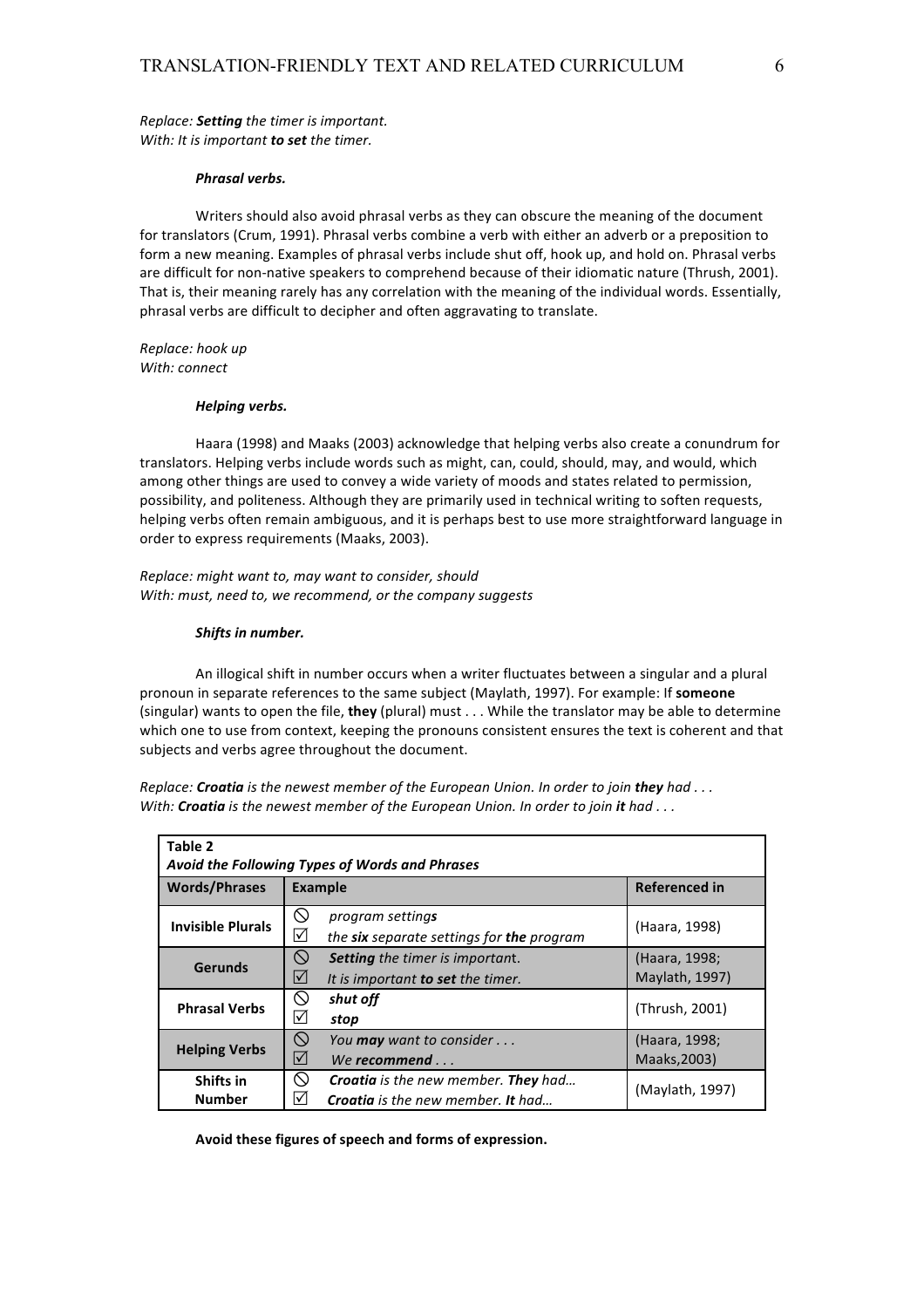*Replace: **Setting** the timer is important.*
*With: It is important **to set** the timer.*

#### ***Phrasal verbs.***

Writers should also avoid phrasal verbs as they can obscure the meaning of the document for translators (Crum, 1991). Phrasal verbs combine a verb with either an adverb or a preposition to form a new meaning. Examples of phrasal verbs include shut off, hook up, and hold on. Phrasal verbs are difficult for non-native speakers to comprehend because of their idiomatic nature (Thrush, 2001). That is, their meaning rarely has any correlation with the meaning of the individual words. Essentially, phrasal verbs are difficult to decipher and often aggravating to translate.

*Replace: hook up*
*With: connect*

#### ***Helping verbs.***

Haara (1998) and Maaks (2003) acknowledge that helping verbs also create a conundrum for translators. Helping verbs include words such as might, can, could, should, may, and would, which among other things are used to convey a wide variety of moods and states related to permission, possibility, and politeness. Although they are primarily used in technical writing to soften requests, helping verbs often remain ambiguous, and it is perhaps best to use more straightforward language in order to express requirements (Maaks, 2003).

*Replace: might want to, may want to consider, should*
*With: must, need to, we recommend, or the company suggests*

#### ***Shifts in number.***

An illogical shift in number occurs when a writer fluctuates between a singular and a plural pronoun in separate references to the same subject (Maylath, 1997). For example: If **someone** (singular) wants to open the file, **they** (plural) must . . . While the translator may be able to determine which one to use from context, keeping the pronouns consistent ensures the text is coherent and that subjects and verbs agree throughout the document.

*Replace: **Croatia** is the newest member of the European Union. In order to join **they** had . . .*
*With: **Croatia** is the newest member of the European Union. In order to join **it** had . . .*

**Table 2**
***Avoid the Following Types of Words and Phrases***

| Words/Phrases | Example | Referenced in |
|---|---|---|
| **Invisible Plurals** | ⃠ *program setting**s***<br>☑ *the **six** separate settings for **the** program* | (Haara, 1998) |
| **Gerunds** | ⃠ ***Setting** the timer is important.*<br>☑ *It is important **to set** the timer.* | (Haara, 1998; Maylath, 1997) |
| **Phrasal Verbs** | ⃠ ***shut off***<br>☑ ***stop*** | (Thrush, 2001) |
| **Helping Verbs** | ⃠ *You **may** want to consider . . .*<br>☑ *We **recommend** . . .* | (Haara, 1998; Maaks,2003) |
| **Shifts in Number** | ⃠ ***Croatia** is the new member. **They** had…*<br>☑ ***Croatia** is the new member. **It** had…* | (Maylath, 1997) |

**Avoid these figures of speech and forms of expression.**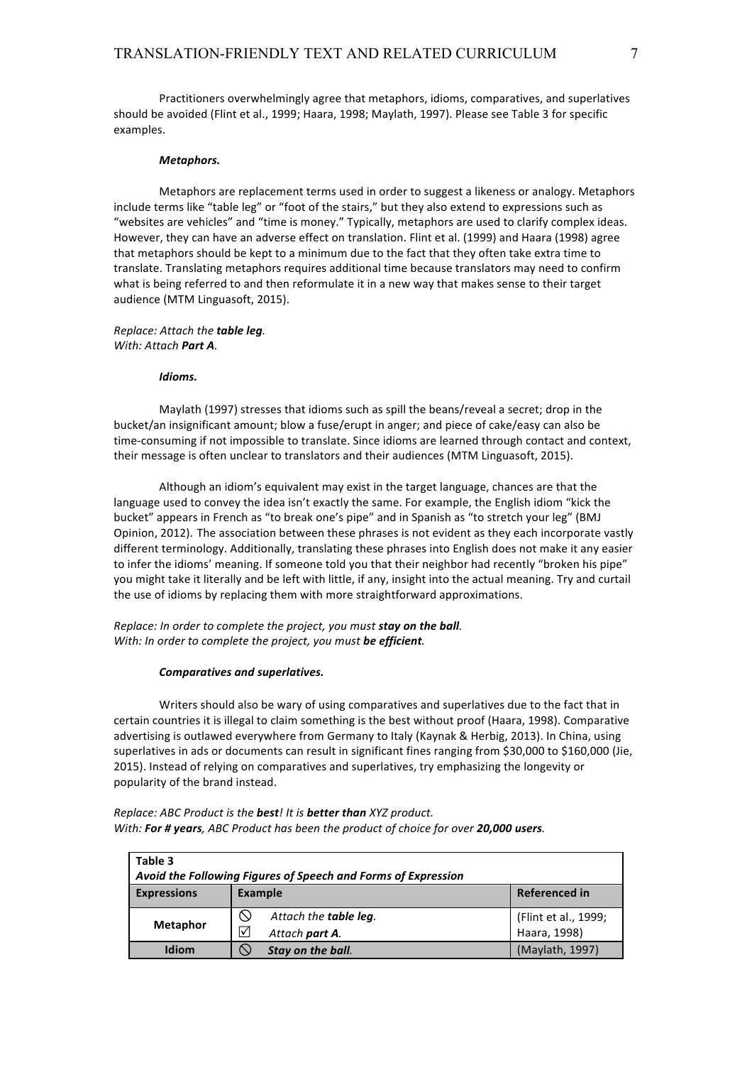Practitioners overwhelmingly agree that metaphors, idioms, comparatives, and superlatives should be avoided (Flint et al., 1999; Haara, 1998; Maylath, 1997). Please see Table 3 for specific examples.

#### *Metaphors.*

Metaphors are replacement terms used in order to suggest a likeness or analogy. Metaphors include terms like "table leg" or "foot of the stairs," but they also extend to expressions such as "websites are vehicles" and "time is money." Typically, metaphors are used to clarify complex ideas. However, they can have an adverse effect on translation. Flint et al. (1999) and Haara (1998) agree that metaphors should be kept to a minimum due to the fact that they often take extra time to translate. Translating metaphors requires additional time because translators may need to confirm what is being referred to and then reformulate it in a new way that makes sense to their target audience (MTM Linguasoft, 2015).

*Replace: Attach the **table leg**.*
*With: Attach **Part A**.*

#### *Idioms.*

Maylath (1997) stresses that idioms such as spill the beans/reveal a secret; drop in the bucket/an insignificant amount; blow a fuse/erupt in anger; and piece of cake/easy can also be time-consuming if not impossible to translate. Since idioms are learned through contact and context, their message is often unclear to translators and their audiences (MTM Linguasoft, 2015).

Although an idiom's equivalent may exist in the target language, chances are that the language used to convey the idea isn't exactly the same. For example, the English idiom "kick the bucket" appears in French as "to break one's pipe" and in Spanish as "to stretch your leg" (BMJ Opinion, 2012). The association between these phrases is not evident as they each incorporate vastly different terminology. Additionally, translating these phrases into English does not make it any easier to infer the idioms' meaning. If someone told you that their neighbor had recently "broken his pipe" you might take it literally and be left with little, if any, insight into the actual meaning. Try and curtail the use of idioms by replacing them with more straightforward approximations.

*Replace: In order to complete the project, you must **stay on the ball**.*
*With: In order to complete the project, you must **be efficient**.*

#### *Comparatives and superlatives.*

Writers should also be wary of using comparatives and superlatives due to the fact that in certain countries it is illegal to claim something is the best without proof (Haara, 1998). Comparative advertising is outlawed everywhere from Germany to Italy (Kaynak & Herbig, 2013). In China, using superlatives in ads or documents can result in significant fines ranging from \$30,000 to \$160,000 (Jie, 2015). Instead of relying on comparatives and superlatives, try emphasizing the longevity or popularity of the brand instead.

*Replace: ABC Product is the **best**! It is **better than** XYZ product.*
*With: **For # years**, ABC Product has been the product of choice for over **20,000 users**.*

**Table 3**
***Avoid the Following Figures of Speech and Forms of Expression***

| Expressions | Example | Referenced in |
|---|---|---|
| **Metaphor** | ⃠ *Attach the **table leg**.*<br>☑ *Attach **part A**.* | (Flint et al., 1999; Haara, 1998) |
| **Idiom** | ⃠ ***Stay on the ball.*** | (Maylath, 1997) |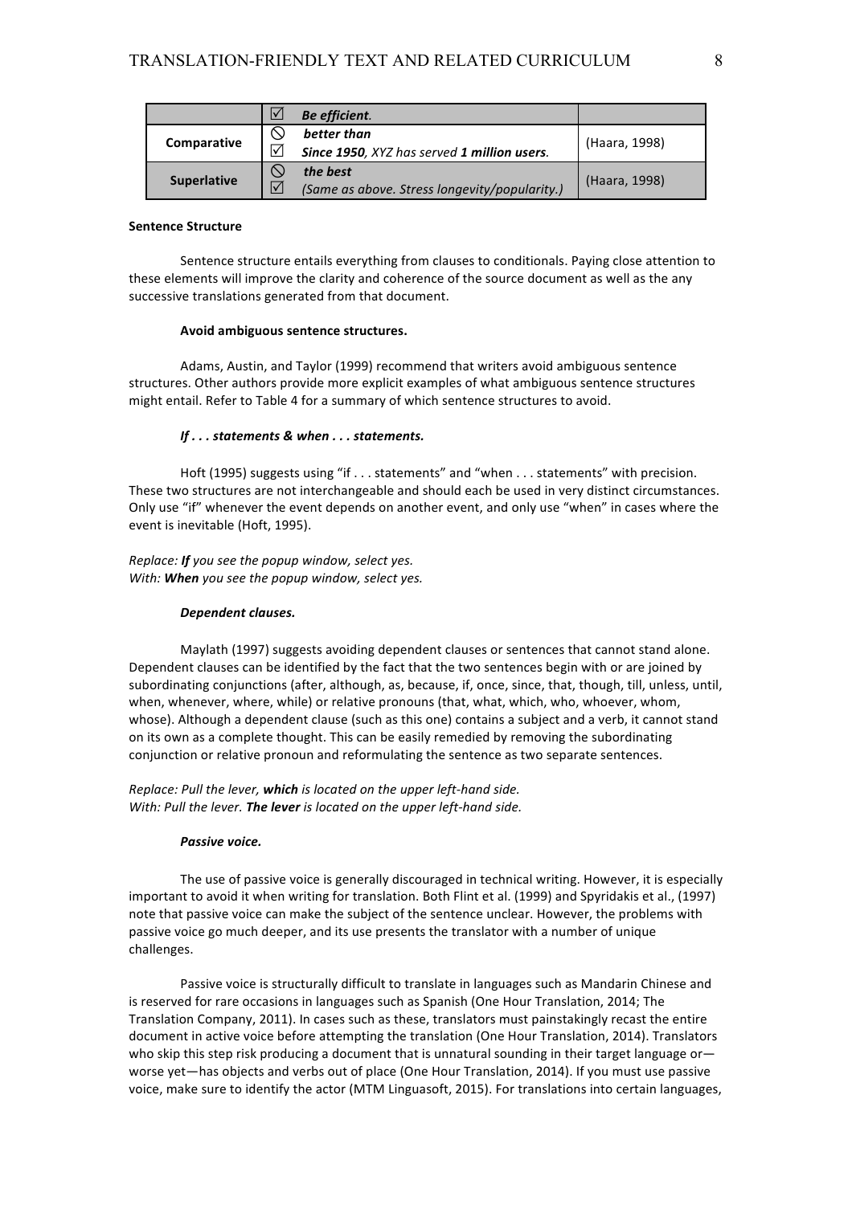| | | |
|---|---|---|
| | ☑ ***Be efficient*.** | |
| **Comparative** | ⃠ ***better than***<br>☑ ***Since 1950**, XYZ has served **1 million users**.* | (Haara, 1998) |
| **Superlative** | ⃠ ***the best***<br>☑ *(Same as above. Stress longevity/popularity.)* | (Haara, 1998) |

**Sentence Structure**

Sentence structure entails everything from clauses to conditionals. Paying close attention to these elements will improve the clarity and coherence of the source document as well as the any successive translations generated from that document.

**Avoid ambiguous sentence structures.**

Adams, Austin, and Taylor (1999) recommend that writers avoid ambiguous sentence structures. Other authors provide more explicit examples of what ambiguous sentence structures might entail. Refer to Table 4 for a summary of which sentence structures to avoid.

***If . . . statements & when . . . statements.***

Hoft (1995) suggests using "if . . . statements" and "when . . . statements" with precision. These two structures are not interchangeable and should each be used in very distinct circumstances. Only use "if" whenever the event depends on another event, and only use "when" in cases where the event is inevitable (Hoft, 1995).

*Replace: **If** you see the popup window, select yes.*
*With: **When** you see the popup window, select yes.*

***Dependent clauses.***

Maylath (1997) suggests avoiding dependent clauses or sentences that cannot stand alone. Dependent clauses can be identified by the fact that the two sentences begin with or are joined by subordinating conjunctions (after, although, as, because, if, once, since, that, though, till, unless, until, when, whenever, where, while) or relative pronouns (that, what, which, who, whoever, whom, whose). Although a dependent clause (such as this one) contains a subject and a verb, it cannot stand on its own as a complete thought. This can be easily remedied by removing the subordinating conjunction or relative pronoun and reformulating the sentence as two separate sentences.

*Replace: Pull the lever, **which** is located on the upper left-hand side.*
*With: Pull the lever. **The lever** is located on the upper left-hand side.*

***Passive voice.***

The use of passive voice is generally discouraged in technical writing. However, it is especially important to avoid it when writing for translation. Both Flint et al. (1999) and Spyridakis et al., (1997) note that passive voice can make the subject of the sentence unclear. However, the problems with passive voice go much deeper, and its use presents the translator with a number of unique challenges.

Passive voice is structurally difficult to translate in languages such as Mandarin Chinese and is reserved for rare occasions in languages such as Spanish (One Hour Translation, 2014; The Translation Company, 2011). In cases such as these, translators must painstakingly recast the entire document in active voice before attempting the translation (One Hour Translation, 2014). Translators who skip this step risk producing a document that is unnatural sounding in their target language or—worse yet—has objects and verbs out of place (One Hour Translation, 2014). If you must use passive voice, make sure to identify the actor (MTM Linguasoft, 2015). For translations into certain languages,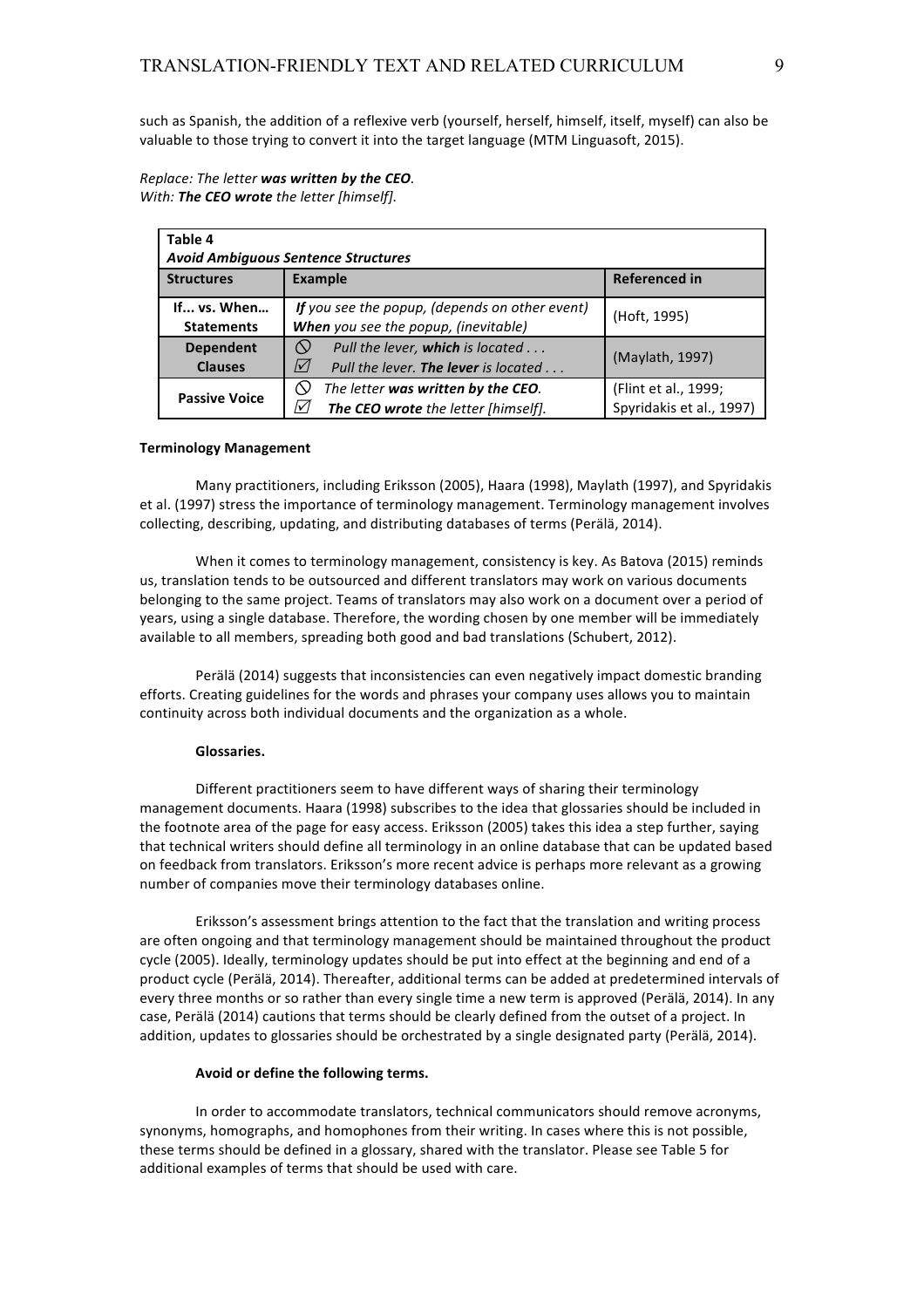such as Spanish, the addition of a reflexive verb (yourself, herself, himself, itself, myself) can also be valuable to those trying to convert it into the target language (MTM Linguasoft, 2015).

*Replace: The letter* ***was written by the CEO****.*
*With:* ***The CEO wrote*** *the letter [himself].*

**Table 4**
***Avoid Ambiguous Sentence Structures***

| Structures | Example | Referenced in |
|---|---|---|
| **If... vs. When... Statements** | ***If*** *you see the popup, (depends on other event)*<br>***When*** *you see the popup, (inevitable)* | (Hoft, 1995) |
| **Dependent Clauses** | ⃠ *Pull the lever,* ***which*** *is located . . .*<br>☑ *Pull the lever.* ***The lever*** *is located . . .* | (Maylath, 1997) |
| **Passive Voice** | ⃠ *The letter* ***was written by the CEO****.*<br>☑ ***The CEO wrote*** *the letter [himself].* | (Flint et al., 1999; Spyridakis et al., 1997) |

**Terminology Management**

Many practitioners, including Eriksson (2005), Haara (1998), Maylath (1997), and Spyridakis et al. (1997) stress the importance of terminology management. Terminology management involves collecting, describing, updating, and distributing databases of terms (Perälä, 2014).

When it comes to terminology management, consistency is key. As Batova (2015) reminds us, translation tends to be outsourced and different translators may work on various documents belonging to the same project. Teams of translators may also work on a document over a period of years, using a single database. Therefore, the wording chosen by one member will be immediately available to all members, spreading both good and bad translations (Schubert, 2012).

Perälä (2014) suggests that inconsistencies can even negatively impact domestic branding efforts. Creating guidelines for the words and phrases your company uses allows you to maintain continuity across both individual documents and the organization as a whole.

**Glossaries.**

Different practitioners seem to have different ways of sharing their terminology management documents. Haara (1998) subscribes to the idea that glossaries should be included in the footnote area of the page for easy access. Eriksson (2005) takes this idea a step further, saying that technical writers should define all terminology in an online database that can be updated based on feedback from translators. Eriksson's more recent advice is perhaps more relevant as a growing number of companies move their terminology databases online.

Eriksson's assessment brings attention to the fact that the translation and writing process are often ongoing and that terminology management should be maintained throughout the product cycle (2005). Ideally, terminology updates should be put into effect at the beginning and end of a product cycle (Perälä, 2014). Thereafter, additional terms can be added at predetermined intervals of every three months or so rather than every single time a new term is approved (Perälä, 2014). In any case, Perälä (2014) cautions that terms should be clearly defined from the outset of a project. In addition, updates to glossaries should be orchestrated by a single designated party (Perälä, 2014).

**Avoid or define the following terms.**

In order to accommodate translators, technical communicators should remove acronyms, synonyms, homographs, and homophones from their writing. In cases where this is not possible, these terms should be defined in a glossary, shared with the translator. Please see Table 5 for additional examples of terms that should be used with care.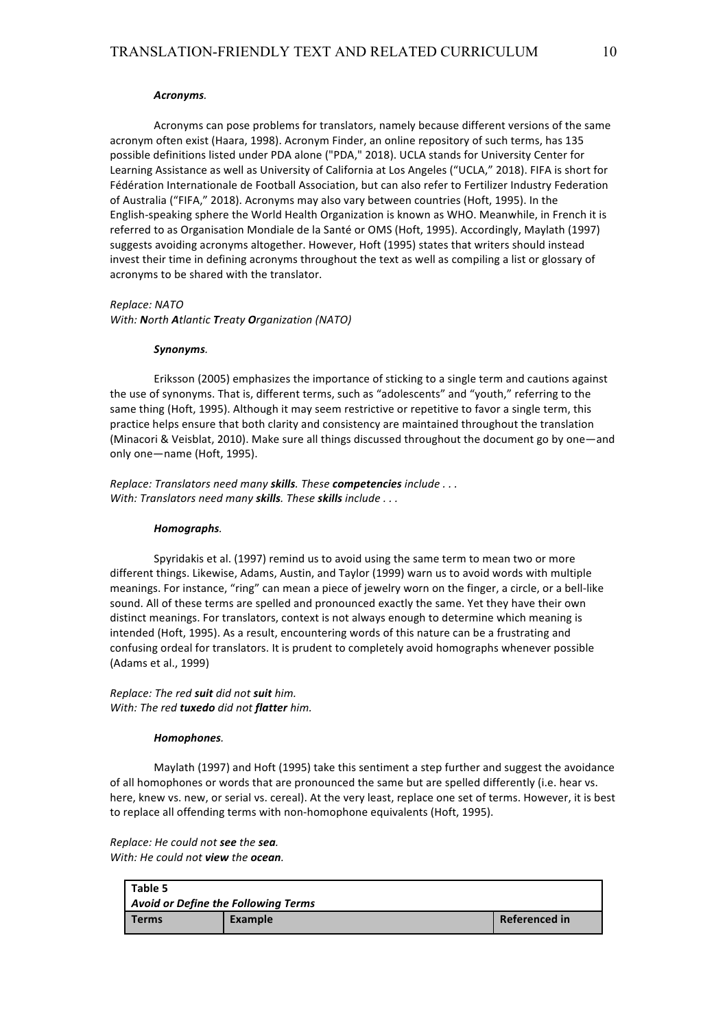#### ***Acronyms.***

Acronyms can pose problems for translators, namely because different versions of the same acronym often exist (Haara, 1998). Acronym Finder, an online repository of such terms, has 135 possible definitions listed under PDA alone ("PDA," 2018). UCLA stands for University Center for Learning Assistance as well as University of California at Los Angeles ("UCLA," 2018). FIFA is short for Fédération Internationale de Football Association, but can also refer to Fertilizer Industry Federation of Australia ("FIFA," 2018). Acronyms may also vary between countries (Hoft, 1995). In the English-speaking sphere the World Health Organization is known as WHO. Meanwhile, in French it is referred to as Organisation Mondiale de la Santé or OMS (Hoft, 1995). Accordingly, Maylath (1997) suggests avoiding acronyms altogether. However, Hoft (1995) states that writers should instead invest their time in defining acronyms throughout the text as well as compiling a list or glossary of acronyms to be shared with the translator.

*Replace: NATO*
*With: **N**orth **A**tlantic **T**reaty **O**rganization (NATO)*

#### ***Synonyms.***

Eriksson (2005) emphasizes the importance of sticking to a single term and cautions against the use of synonyms. That is, different terms, such as "adolescents" and "youth," referring to the same thing (Hoft, 1995). Although it may seem restrictive or repetitive to favor a single term, this practice helps ensure that both clarity and consistency are maintained throughout the translation (Minacori & Veisblat, 2010). Make sure all things discussed throughout the document go by one—and only one—name (Hoft, 1995).

*Replace: Translators need many **skills**. These **competencies** include . . .*
*With: Translators need many **skills**. These **skills** include . . .*

#### ***Homographs.***

Spyridakis et al. (1997) remind us to avoid using the same term to mean two or more different things. Likewise, Adams, Austin, and Taylor (1999) warn us to avoid words with multiple meanings. For instance, "ring" can mean a piece of jewelry worn on the finger, a circle, or a bell-like sound. All of these terms are spelled and pronounced exactly the same. Yet they have their own distinct meanings. For translators, context is not always enough to determine which meaning is intended (Hoft, 1995). As a result, encountering words of this nature can be a frustrating and confusing ordeal for translators. It is prudent to completely avoid homographs whenever possible (Adams et al., 1999)

*Replace: The red **suit** did not **suit** him.*
*With: The red **tuxedo** did not **flatter** him.*

#### ***Homophones.***

Maylath (1997) and Hoft (1995) take this sentiment a step further and suggest the avoidance of all homophones or words that are pronounced the same but are spelled differently (i.e. hear vs. here, knew vs. new, or serial vs. cereal). At the very least, replace one set of terms. However, it is best to replace all offending terms with non-homophone equivalents (Hoft, 1995).

*Replace: He could not **see** the **sea**.*
*With: He could not **view** the **ocean**.*

**Table 5**
***Avoid or Define the Following Terms***

| Terms | Example | Referenced in |
| --- | --- | --- |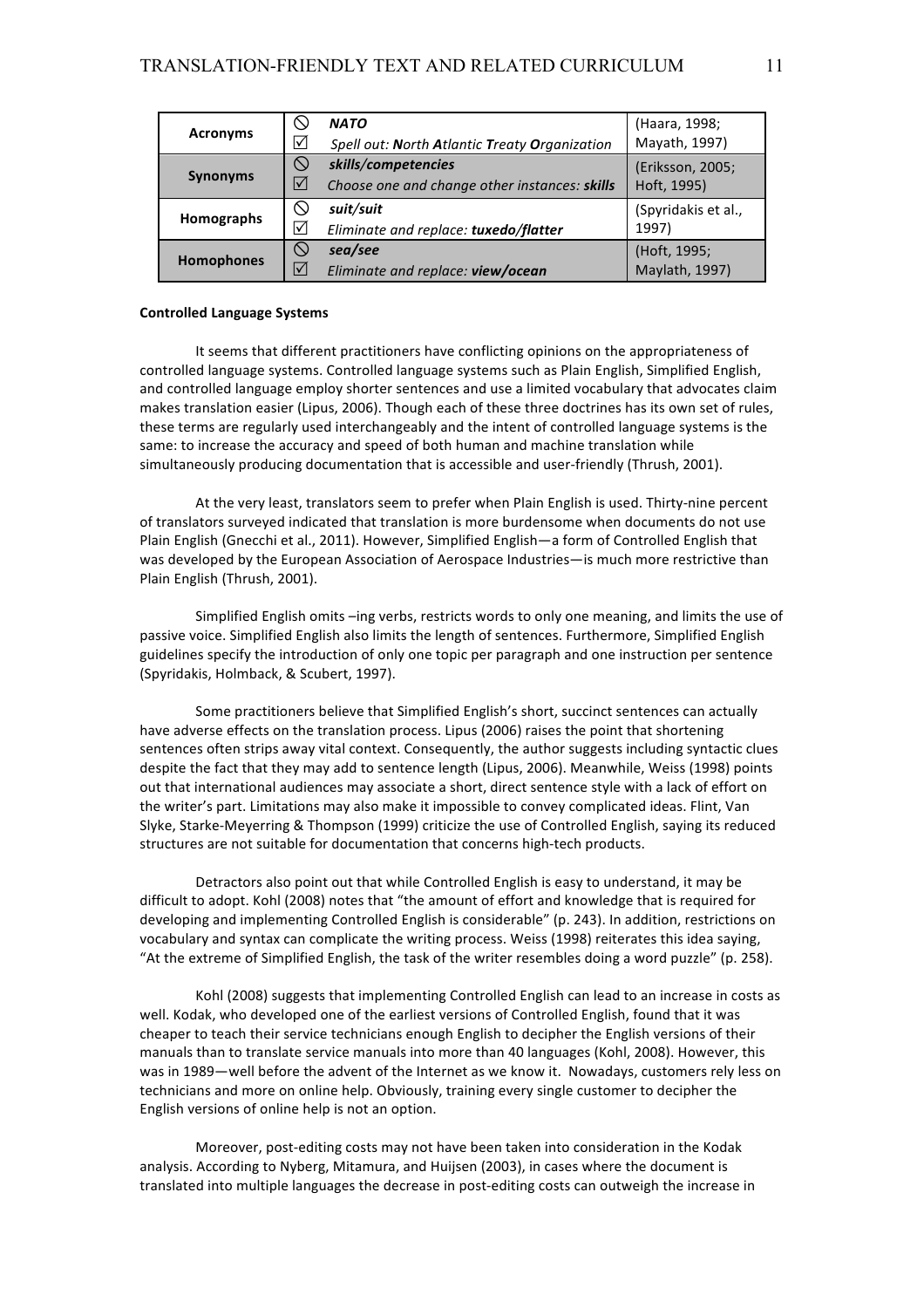| | | |
|---|---|---|
| **Acronyms** | ⃠ ***NATO***<br>☑ *Spell out:* ***N****orth* ***A****tlantic* ***T****reaty* ***O****rganization* | (Haara, 1998; Mayath, 1997) |
| **Synonyms** | ⃠ ***skills/competencies***<br>☑ *Choose one and change other instances:* ***skills*** | (Eriksson, 2005; Hoft, 1995) |
| **Homographs** | ⃠ ***suit/suit***<br>☑ *Eliminate and replace:* ***tuxedo/flatter*** | (Spyridakis et al., 1997) |
| **Homophones** | ⃠ ***sea/see***<br>☑ *Eliminate and replace:* ***view/ocean*** | (Hoft, 1995; Maylath, 1997) |

**Controlled Language Systems**

It seems that different practitioners have conflicting opinions on the appropriateness of controlled language systems. Controlled language systems such as Plain English, Simplified English, and controlled language employ shorter sentences and use a limited vocabulary that advocates claim makes translation easier (Lipus, 2006). Though each of these three doctrines has its own set of rules, these terms are regularly used interchangeably and the intent of controlled language systems is the same: to increase the accuracy and speed of both human and machine translation while simultaneously producing documentation that is accessible and user-friendly (Thrush, 2001).

At the very least, translators seem to prefer when Plain English is used. Thirty-nine percent of translators surveyed indicated that translation is more burdensome when documents do not use Plain English (Gnecchi et al., 2011). However, Simplified English—a form of Controlled English that was developed by the European Association of Aerospace Industries—is much more restrictive than Plain English (Thrush, 2001).

Simplified English omits –ing verbs, restricts words to only one meaning, and limits the use of passive voice. Simplified English also limits the length of sentences. Furthermore, Simplified English guidelines specify the introduction of only one topic per paragraph and one instruction per sentence (Spyridakis, Holmback, & Scubert, 1997).

Some practitioners believe that Simplified English's short, succinct sentences can actually have adverse effects on the translation process. Lipus (2006) raises the point that shortening sentences often strips away vital context. Consequently, the author suggests including syntactic clues despite the fact that they may add to sentence length (Lipus, 2006). Meanwhile, Weiss (1998) points out that international audiences may associate a short, direct sentence style with a lack of effort on the writer's part. Limitations may also make it impossible to convey complicated ideas. Flint, Van Slyke, Starke-Meyerring & Thompson (1999) criticize the use of Controlled English, saying its reduced structures are not suitable for documentation that concerns high-tech products.

Detractors also point out that while Controlled English is easy to understand, it may be difficult to adopt. Kohl (2008) notes that "the amount of effort and knowledge that is required for developing and implementing Controlled English is considerable" (p. 243). In addition, restrictions on vocabulary and syntax can complicate the writing process. Weiss (1998) reiterates this idea saying, "At the extreme of Simplified English, the task of the writer resembles doing a word puzzle" (p. 258).

Kohl (2008) suggests that implementing Controlled English can lead to an increase in costs as well. Kodak, who developed one of the earliest versions of Controlled English, found that it was cheaper to teach their service technicians enough English to decipher the English versions of their manuals than to translate service manuals into more than 40 languages (Kohl, 2008). However, this was in 1989—well before the advent of the Internet as we know it. Nowadays, customers rely less on technicians and more on online help. Obviously, training every single customer to decipher the English versions of online help is not an option.

Moreover, post-editing costs may not have been taken into consideration in the Kodak analysis. According to Nyberg, Mitamura, and Huijsen (2003), in cases where the document is translated into multiple languages the decrease in post-editing costs can outweigh the increase in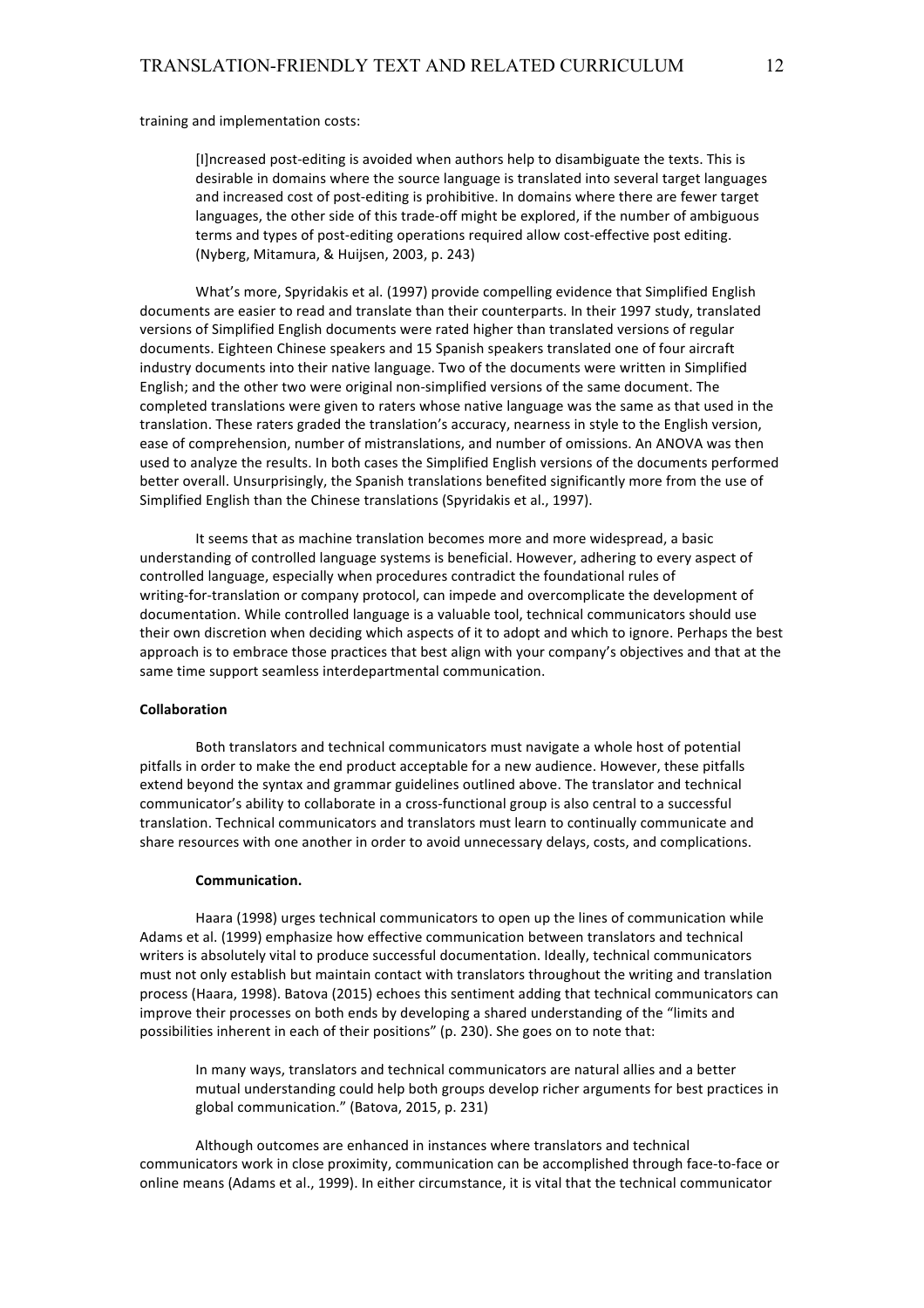training and implementation costs:

> [I]ncreased post-editing is avoided when authors help to disambiguate the texts. This is desirable in domains where the source language is translated into several target languages and increased cost of post-editing is prohibitive. In domains where there are fewer target languages, the other side of this trade-off might be explored, if the number of ambiguous terms and types of post-editing operations required allow cost-effective post editing. (Nyberg, Mitamura, & Huijsen, 2003, p. 243)

What's more, Spyridakis et al. (1997) provide compelling evidence that Simplified English documents are easier to read and translate than their counterparts. In their 1997 study, translated versions of Simplified English documents were rated higher than translated versions of regular documents. Eighteen Chinese speakers and 15 Spanish speakers translated one of four aircraft industry documents into their native language. Two of the documents were written in Simplified English; and the other two were original non-simplified versions of the same document. The completed translations were given to raters whose native language was the same as that used in the translation. These raters graded the translation's accuracy, nearness in style to the English version, ease of comprehension, number of mistranslations, and number of omissions. An ANOVA was then used to analyze the results. In both cases the Simplified English versions of the documents performed better overall. Unsurprisingly, the Spanish translations benefited significantly more from the use of Simplified English than the Chinese translations (Spyridakis et al., 1997).

It seems that as machine translation becomes more and more widespread, a basic understanding of controlled language systems is beneficial. However, adhering to every aspect of controlled language, especially when procedures contradict the foundational rules of writing-for-translation or company protocol, can impede and overcomplicate the development of documentation. While controlled language is a valuable tool, technical communicators should use their own discretion when deciding which aspects of it to adopt and which to ignore. Perhaps the best approach is to embrace those practices that best align with your company's objectives and that at the same time support seamless interdepartmental communication.

## Collaboration

Both translators and technical communicators must navigate a whole host of potential pitfalls in order to make the end product acceptable for a new audience. However, these pitfalls extend beyond the syntax and grammar guidelines outlined above. The translator and technical communicator's ability to collaborate in a cross-functional group is also central to a successful translation. Technical communicators and translators must learn to continually communicate and share resources with one another in order to avoid unnecessary delays, costs, and complications.

### Communication.

Haara (1998) urges technical communicators to open up the lines of communication while Adams et al. (1999) emphasize how effective communication between translators and technical writers is absolutely vital to produce successful documentation. Ideally, technical communicators must not only establish but maintain contact with translators throughout the writing and translation process (Haara, 1998). Batova (2015) echoes this sentiment adding that technical communicators can improve their processes on both ends by developing a shared understanding of the "limits and possibilities inherent in each of their positions" (p. 230). She goes on to note that:

> In many ways, translators and technical communicators are natural allies and a better mutual understanding could help both groups develop richer arguments for best practices in global communication." (Batova, 2015, p. 231)

Although outcomes are enhanced in instances where translators and technical communicators work in close proximity, communication can be accomplished through face-to-face or online means (Adams et al., 1999). In either circumstance, it is vital that the technical communicator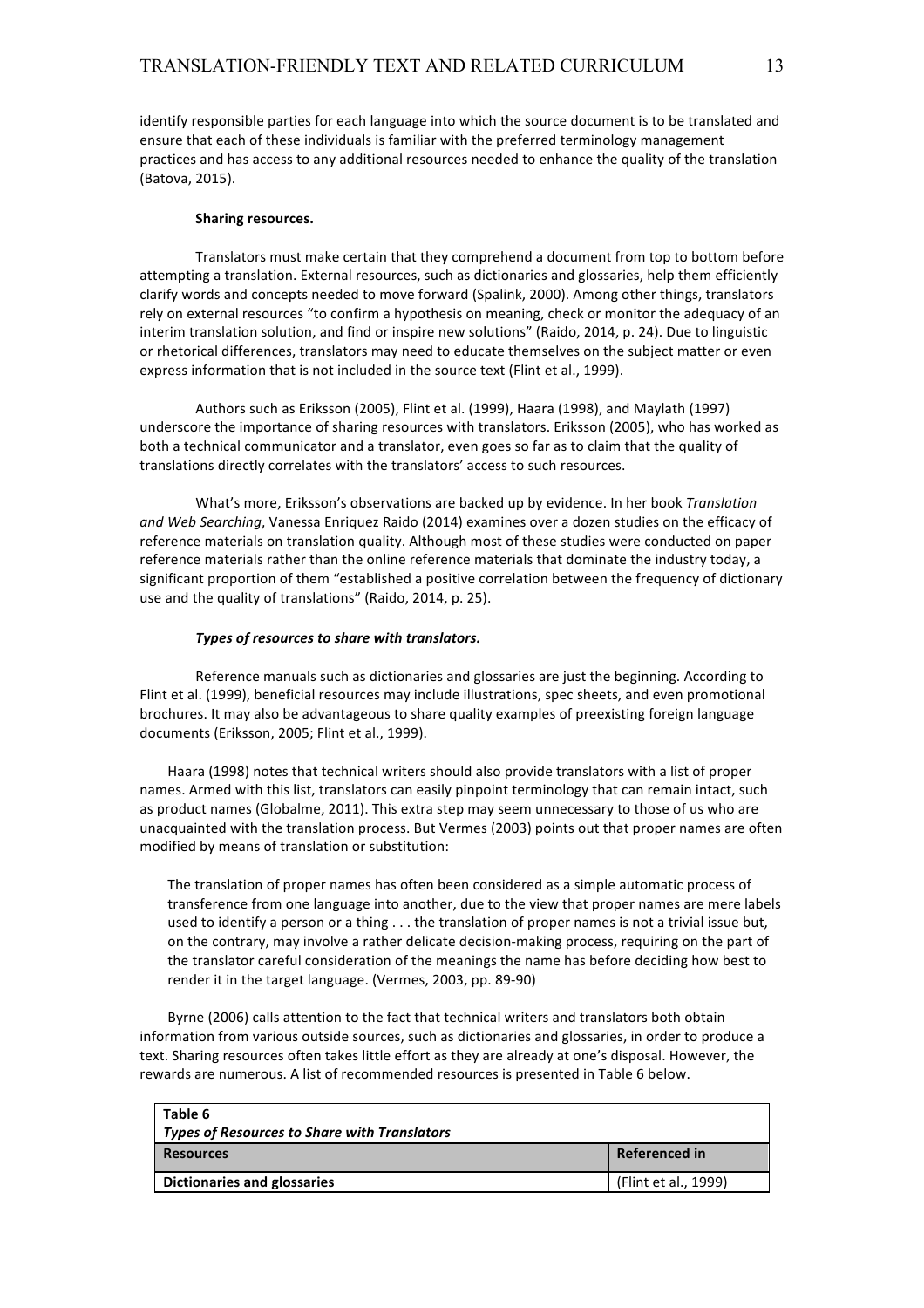identify responsible parties for each language into which the source document is to be translated and ensure that each of these individuals is familiar with the preferred terminology management practices and has access to any additional resources needed to enhance the quality of the translation (Batova, 2015).

#### Sharing resources.

Translators must make certain that they comprehend a document from top to bottom before attempting a translation. External resources, such as dictionaries and glossaries, help them efficiently clarify words and concepts needed to move forward (Spalink, 2000). Among other things, translators rely on external resources "to confirm a hypothesis on meaning, check or monitor the adequacy of an interim translation solution, and find or inspire new solutions" (Raido, 2014, p. 24). Due to linguistic or rhetorical differences, translators may need to educate themselves on the subject matter or even express information that is not included in the source text (Flint et al., 1999).

Authors such as Eriksson (2005), Flint et al. (1999), Haara (1998), and Maylath (1997) underscore the importance of sharing resources with translators. Eriksson (2005), who has worked as both a technical communicator and a translator, even goes so far as to claim that the quality of translations directly correlates with the translators' access to such resources.

What's more, Eriksson's observations are backed up by evidence. In her book *Translation and Web Searching*, Vanessa Enriquez Raido (2014) examines over a dozen studies on the efficacy of reference materials on translation quality. Although most of these studies were conducted on paper reference materials rather than the online reference materials that dominate the industry today, a significant proportion of them "established a positive correlation between the frequency of dictionary use and the quality of translations" (Raido, 2014, p. 25).

##### *Types of resources to share with translators.*

Reference manuals such as dictionaries and glossaries are just the beginning. According to Flint et al. (1999), beneficial resources may include illustrations, spec sheets, and even promotional brochures. It may also be advantageous to share quality examples of preexisting foreign language documents (Eriksson, 2005; Flint et al., 1999).

Haara (1998) notes that technical writers should also provide translators with a list of proper names. Armed with this list, translators can easily pinpoint terminology that can remain intact, such as product names (Globalme, 2011). This extra step may seem unnecessary to those of us who are unacquainted with the translation process. But Vermes (2003) points out that proper names are often modified by means of translation or substitution:

> The translation of proper names has often been considered as a simple automatic process of transference from one language into another, due to the view that proper names are mere labels used to identify a person or a thing . . . the translation of proper names is not a trivial issue but, on the contrary, may involve a rather delicate decision-making process, requiring on the part of the translator careful consideration of the meanings the name has before deciding how best to render it in the target language. (Vermes, 2003, pp. 89-90)

Byrne (2006) calls attention to the fact that technical writers and translators both obtain information from various outside sources, such as dictionaries and glossaries, in order to produce a text. Sharing resources often takes little effort as they are already at one's disposal. However, the rewards are numerous. A list of recommended resources is presented in Table 6 below.

**Table 6**
***Types of Resources to Share with Translators***

| Resources | Referenced in |
|---|---|
| **Dictionaries and glossaries** | (Flint et al., 1999) |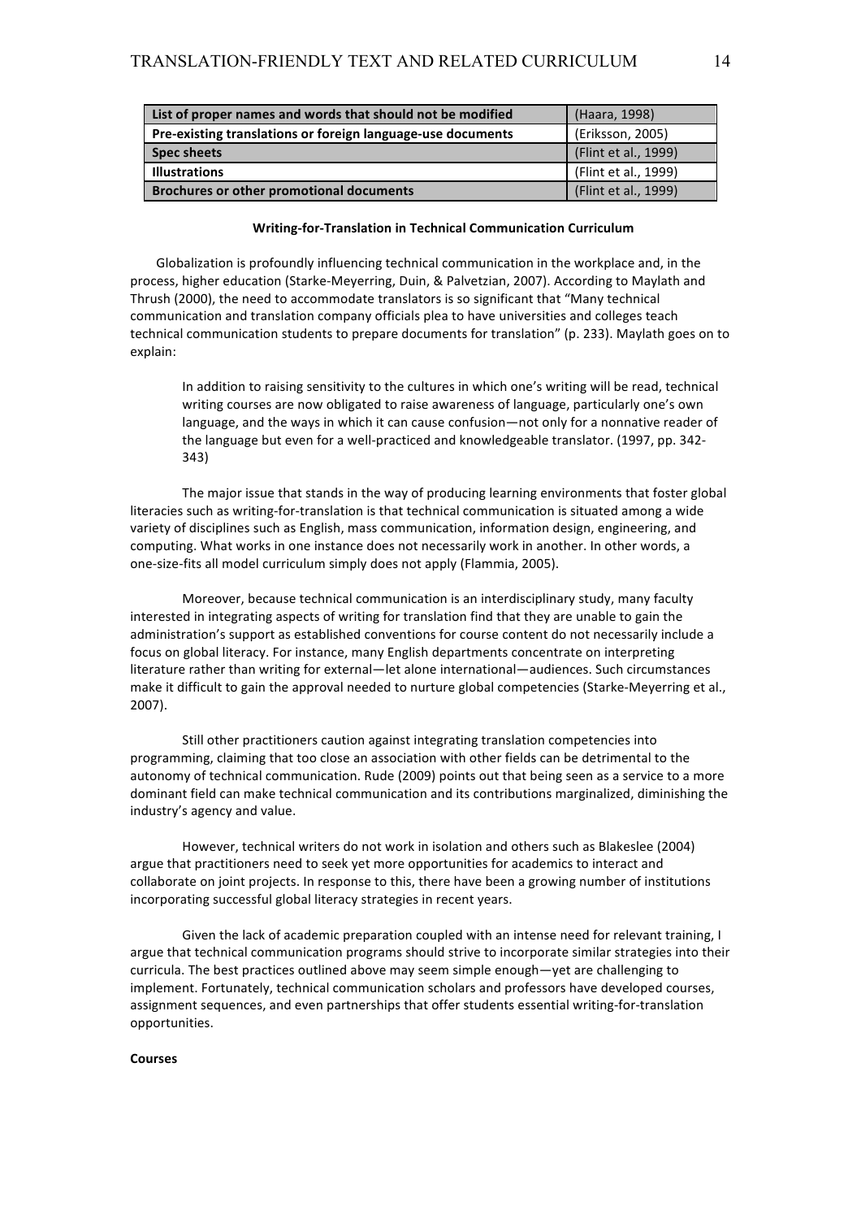| List of proper names and words that should not be modified | (Haara, 1998) |
|---|---|
| **Pre-existing translations or foreign language-use documents** | (Eriksson, 2005) |
| **Spec sheets** | (Flint et al., 1999) |
| **Illustrations** | (Flint et al., 1999) |
| **Brochures or other promotional documents** | (Flint et al., 1999) |

## Writing-for-Translation in Technical Communication Curriculum

Globalization is profoundly influencing technical communication in the workplace and, in the process, higher education (Starke-Meyerring, Duin, & Palvetzian, 2007). According to Maylath and Thrush (2000), the need to accommodate translators is so significant that "Many technical communication and translation company officials plea to have universities and colleges teach technical communication students to prepare documents for translation" (p. 233). Maylath goes on to explain:

> In addition to raising sensitivity to the cultures in which one's writing will be read, technical writing courses are now obligated to raise awareness of language, particularly one's own language, and the ways in which it can cause confusion—not only for a nonnative reader of the language but even for a well-practiced and knowledgeable translator. (1997, pp. 342-343)

The major issue that stands in the way of producing learning environments that foster global literacies such as writing-for-translation is that technical communication is situated among a wide variety of disciplines such as English, mass communication, information design, engineering, and computing. What works in one instance does not necessarily work in another. In other words, a one-size-fits all model curriculum simply does not apply (Flammia, 2005).

Moreover, because technical communication is an interdisciplinary study, many faculty interested in integrating aspects of writing for translation find that they are unable to gain the administration's support as established conventions for course content do not necessarily include a focus on global literacy. For instance, many English departments concentrate on interpreting literature rather than writing for external—let alone international—audiences. Such circumstances make it difficult to gain the approval needed to nurture global competencies (Starke-Meyerring et al., 2007).

Still other practitioners caution against integrating translation competencies into programming, claiming that too close an association with other fields can be detrimental to the autonomy of technical communication. Rude (2009) points out that being seen as a service to a more dominant field can make technical communication and its contributions marginalized, diminishing the industry's agency and value.

However, technical writers do not work in isolation and others such as Blakeslee (2004) argue that practitioners need to seek yet more opportunities for academics to interact and collaborate on joint projects. In response to this, there have been a growing number of institutions incorporating successful global literacy strategies in recent years.

Given the lack of academic preparation coupled with an intense need for relevant training, I argue that technical communication programs should strive to incorporate similar strategies into their curricula. The best practices outlined above may seem simple enough—yet are challenging to implement. Fortunately, technical communication scholars and professors have developed courses, assignment sequences, and even partnerships that offer students essential writing-for-translation opportunities.

### Courses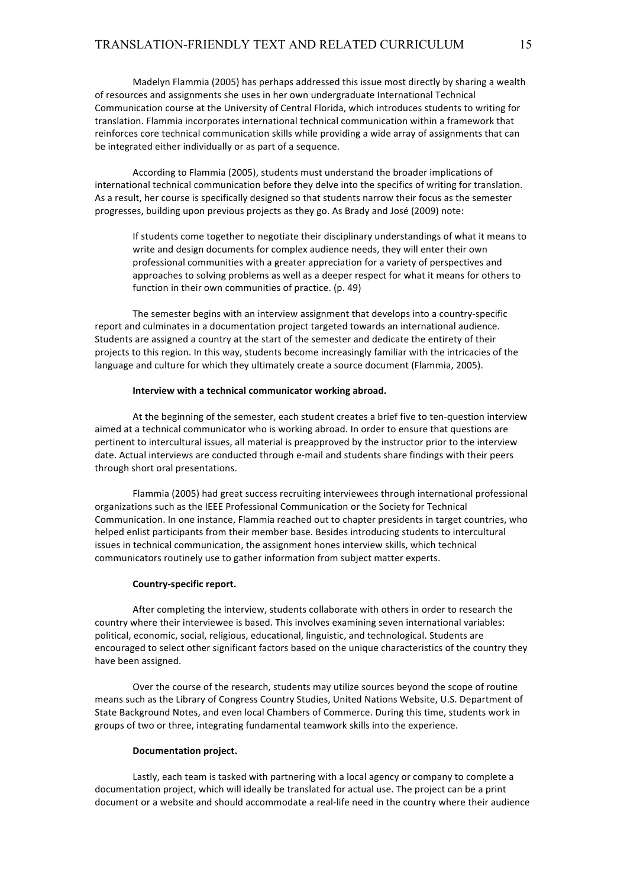Madelyn Flammia (2005) has perhaps addressed this issue most directly by sharing a wealth of resources and assignments she uses in her own undergraduate International Technical Communication course at the University of Central Florida, which introduces students to writing for translation. Flammia incorporates international technical communication within a framework that reinforces core technical communication skills while providing a wide array of assignments that can be integrated either individually or as part of a sequence.

According to Flammia (2005), students must understand the broader implications of international technical communication before they delve into the specifics of writing for translation. As a result, her course is specifically designed so that students narrow their focus as the semester progresses, building upon previous projects as they go. As Brady and José (2009) note:

> If students come together to negotiate their disciplinary understandings of what it means to write and design documents for complex audience needs, they will enter their own professional communities with a greater appreciation for a variety of perspectives and approaches to solving problems as well as a deeper respect for what it means for others to function in their own communities of practice. (p. 49)

The semester begins with an interview assignment that develops into a country-specific report and culminates in a documentation project targeted towards an international audience. Students are assigned a country at the start of the semester and dedicate the entirety of their projects to this region. In this way, students become increasingly familiar with the intricacies of the language and culture for which they ultimately create a source document (Flammia, 2005).

**Interview with a technical communicator working abroad.**

At the beginning of the semester, each student creates a brief five to ten-question interview aimed at a technical communicator who is working abroad. In order to ensure that questions are pertinent to intercultural issues, all material is preapproved by the instructor prior to the interview date. Actual interviews are conducted through e-mail and students share findings with their peers through short oral presentations.

Flammia (2005) had great success recruiting interviewees through international professional organizations such as the IEEE Professional Communication or the Society for Technical Communication. In one instance, Flammia reached out to chapter presidents in target countries, who helped enlist participants from their member base. Besides introducing students to intercultural issues in technical communication, the assignment hones interview skills, which technical communicators routinely use to gather information from subject matter experts.

**Country-specific report.**

After completing the interview, students collaborate with others in order to research the country where their interviewee is based. This involves examining seven international variables: political, economic, social, religious, educational, linguistic, and technological. Students are encouraged to select other significant factors based on the unique characteristics of the country they have been assigned.

Over the course of the research, students may utilize sources beyond the scope of routine means such as the Library of Congress Country Studies, United Nations Website, U.S. Department of State Background Notes, and even local Chambers of Commerce. During this time, students work in groups of two or three, integrating fundamental teamwork skills into the experience.

**Documentation project.**

Lastly, each team is tasked with partnering with a local agency or company to complete a documentation project, which will ideally be translated for actual use. The project can be a print document or a website and should accommodate a real-life need in the country where their audience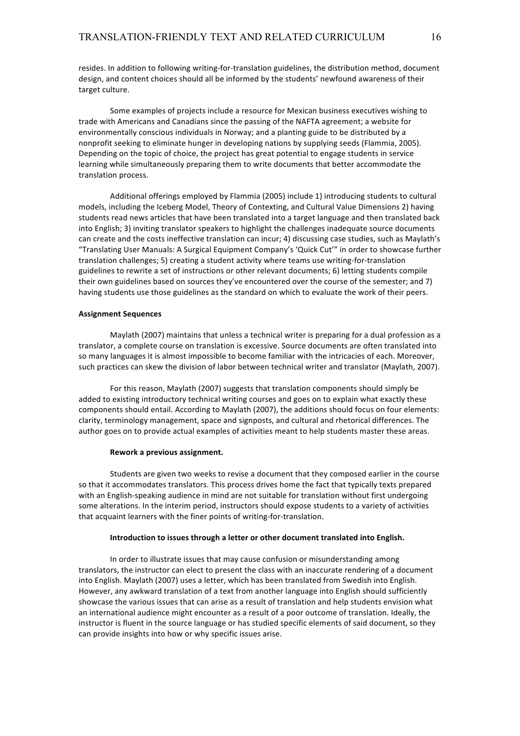resides. In addition to following writing-for-translation guidelines, the distribution method, document design, and content choices should all be informed by the students' newfound awareness of their target culture.

Some examples of projects include a resource for Mexican business executives wishing to trade with Americans and Canadians since the passing of the NAFTA agreement; a website for environmentally conscious individuals in Norway; and a planting guide to be distributed by a nonprofit seeking to eliminate hunger in developing nations by supplying seeds (Flammia, 2005). Depending on the topic of choice, the project has great potential to engage students in service learning while simultaneously preparing them to write documents that better accommodate the translation process.

Additional offerings employed by Flammia (2005) include 1) introducing students to cultural models, including the Iceberg Model, Theory of Contexting, and Cultural Value Dimensions 2) having students read news articles that have been translated into a target language and then translated back into English; 3) inviting translator speakers to highlight the challenges inadequate source documents can create and the costs ineffective translation can incur; 4) discussing case studies, such as Maylath's "Translating User Manuals: A Surgical Equipment Company's 'Quick Cut'" in order to showcase further translation challenges; 5) creating a student activity where teams use writing-for-translation guidelines to rewrite a set of instructions or other relevant documents; 6) letting students compile their own guidelines based on sources they've encountered over the course of the semester; and 7) having students use those guidelines as the standard on which to evaluate the work of their peers.

**Assignment Sequences**

Maylath (2007) maintains that unless a technical writer is preparing for a dual profession as a translator, a complete course on translation is excessive. Source documents are often translated into so many languages it is almost impossible to become familiar with the intricacies of each. Moreover, such practices can skew the division of labor between technical writer and translator (Maylath, 2007).

For this reason, Maylath (2007) suggests that translation components should simply be added to existing introductory technical writing courses and goes on to explain what exactly these components should entail. According to Maylath (2007), the additions should focus on four elements: clarity, terminology management, space and signposts, and cultural and rhetorical differences. The author goes on to provide actual examples of activities meant to help students master these areas.

**Rework a previous assignment.**

Students are given two weeks to revise a document that they composed earlier in the course so that it accommodates translators. This process drives home the fact that typically texts prepared with an English-speaking audience in mind are not suitable for translation without first undergoing some alterations. In the interim period, instructors should expose students to a variety of activities that acquaint learners with the finer points of writing-for-translation.

**Introduction to issues through a letter or other document translated into English.**

In order to illustrate issues that may cause confusion or misunderstanding among translators, the instructor can elect to present the class with an inaccurate rendering of a document into English. Maylath (2007) uses a letter, which has been translated from Swedish into English. However, any awkward translation of a text from another language into English should sufficiently showcase the various issues that can arise as a result of translation and help students envision what an international audience might encounter as a result of a poor outcome of translation. Ideally, the instructor is fluent in the source language or has studied specific elements of said document, so they can provide insights into how or why specific issues arise.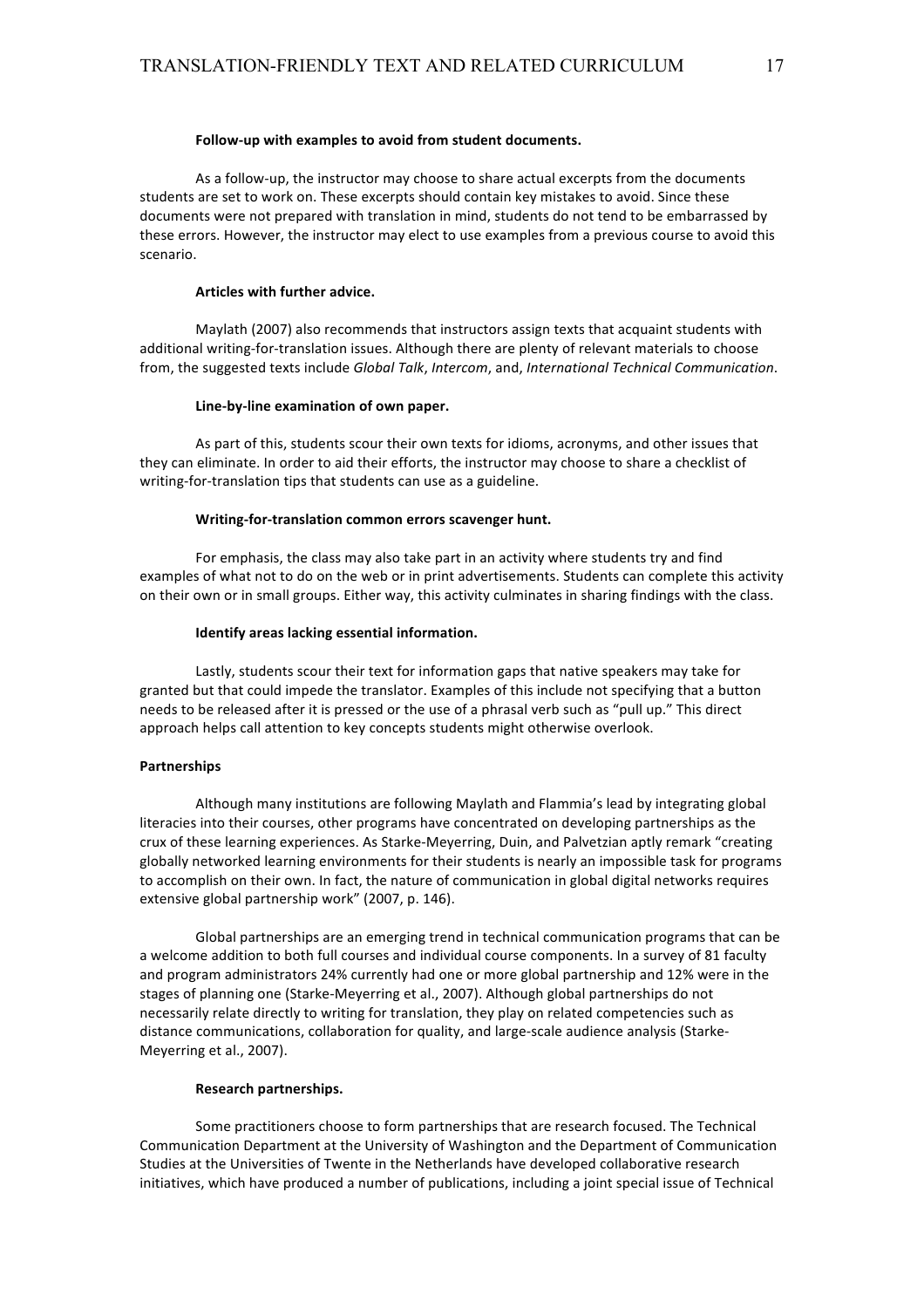#### Follow-up with examples to avoid from student documents.

As a follow-up, the instructor may choose to share actual excerpts from the documents students are set to work on. These excerpts should contain key mistakes to avoid. Since these documents were not prepared with translation in mind, students do not tend to be embarrassed by these errors. However, the instructor may elect to use examples from a previous course to avoid this scenario.

#### Articles with further advice.

Maylath (2007) also recommends that instructors assign texts that acquaint students with additional writing-for-translation issues. Although there are plenty of relevant materials to choose from, the suggested texts include *Global Talk*, *Intercom*, and, *International Technical Communication*.

#### Line-by-line examination of own paper.

As part of this, students scour their own texts for idioms, acronyms, and other issues that they can eliminate. In order to aid their efforts, the instructor may choose to share a checklist of writing-for-translation tips that students can use as a guideline.

#### Writing-for-translation common errors scavenger hunt.

For emphasis, the class may also take part in an activity where students try and find examples of what not to do on the web or in print advertisements. Students can complete this activity on their own or in small groups. Either way, this activity culminates in sharing findings with the class.

#### Identify areas lacking essential information.

Lastly, students scour their text for information gaps that native speakers may take for granted but that could impede the translator. Examples of this include not specifying that a button needs to be released after it is pressed or the use of a phrasal verb such as "pull up." This direct approach helps call attention to key concepts students might otherwise overlook.

### Partnerships

Although many institutions are following Maylath and Flammia's lead by integrating global literacies into their courses, other programs have concentrated on developing partnerships as the crux of these learning experiences. As Starke-Meyerring, Duin, and Palvetzian aptly remark "creating globally networked learning environments for their students is nearly an impossible task for programs to accomplish on their own. In fact, the nature of communication in global digital networks requires extensive global partnership work" (2007, p. 146).

Global partnerships are an emerging trend in technical communication programs that can be a welcome addition to both full courses and individual course components. In a survey of 81 faculty and program administrators 24% currently had one or more global partnership and 12% were in the stages of planning one (Starke-Meyerring et al., 2007). Although global partnerships do not necessarily relate directly to writing for translation, they play on related competencies such as distance communications, collaboration for quality, and large-scale audience analysis (Starke-Meyerring et al., 2007).

#### Research partnerships.

Some practitioners choose to form partnerships that are research focused. The Technical Communication Department at the University of Washington and the Department of Communication Studies at the Universities of Twente in the Netherlands have developed collaborative research initiatives, which have produced a number of publications, including a joint special issue of Technical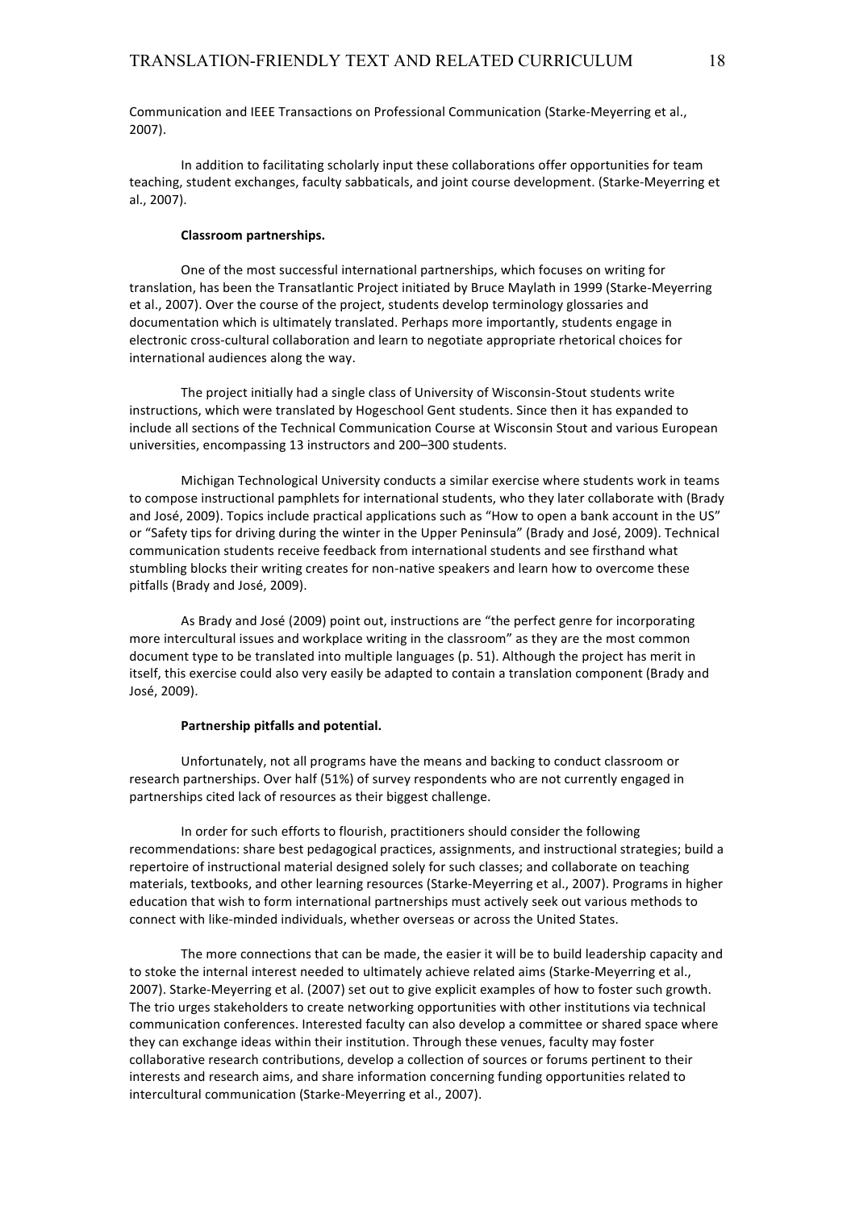Communication and IEEE Transactions on Professional Communication (Starke-Meyerring et al., 2007).

In addition to facilitating scholarly input these collaborations offer opportunities for team teaching, student exchanges, faculty sabbaticals, and joint course development. (Starke-Meyerring et al., 2007).

#### Classroom partnerships.

One of the most successful international partnerships, which focuses on writing for translation, has been the Transatlantic Project initiated by Bruce Maylath in 1999 (Starke-Meyerring et al., 2007). Over the course of the project, students develop terminology glossaries and documentation which is ultimately translated. Perhaps more importantly, students engage in electronic cross-cultural collaboration and learn to negotiate appropriate rhetorical choices for international audiences along the way.

The project initially had a single class of University of Wisconsin-Stout students write instructions, which were translated by Hogeschool Gent students. Since then it has expanded to include all sections of the Technical Communication Course at Wisconsin Stout and various European universities, encompassing 13 instructors and 200–300 students.

Michigan Technological University conducts a similar exercise where students work in teams to compose instructional pamphlets for international students, who they later collaborate with (Brady and José, 2009). Topics include practical applications such as "How to open a bank account in the US" or "Safety tips for driving during the winter in the Upper Peninsula" (Brady and José, 2009). Technical communication students receive feedback from international students and see firsthand what stumbling blocks their writing creates for non-native speakers and learn how to overcome these pitfalls (Brady and José, 2009).

As Brady and José (2009) point out, instructions are "the perfect genre for incorporating more intercultural issues and workplace writing in the classroom" as they are the most common document type to be translated into multiple languages (p. 51). Although the project has merit in itself, this exercise could also very easily be adapted to contain a translation component (Brady and José, 2009).

#### Partnership pitfalls and potential.

Unfortunately, not all programs have the means and backing to conduct classroom or research partnerships. Over half (51%) of survey respondents who are not currently engaged in partnerships cited lack of resources as their biggest challenge.

In order for such efforts to flourish, practitioners should consider the following recommendations: share best pedagogical practices, assignments, and instructional strategies; build a repertoire of instructional material designed solely for such classes; and collaborate on teaching materials, textbooks, and other learning resources (Starke-Meyerring et al., 2007). Programs in higher education that wish to form international partnerships must actively seek out various methods to connect with like-minded individuals, whether overseas or across the United States.

The more connections that can be made, the easier it will be to build leadership capacity and to stoke the internal interest needed to ultimately achieve related aims (Starke-Meyerring et al., 2007). Starke-Meyerring et al. (2007) set out to give explicit examples of how to foster such growth. The trio urges stakeholders to create networking opportunities with other institutions via technical communication conferences. Interested faculty can also develop a committee or shared space where they can exchange ideas within their institution. Through these venues, faculty may foster collaborative research contributions, develop a collection of sources or forums pertinent to their interests and research aims, and share information concerning funding opportunities related to intercultural communication (Starke-Meyerring et al., 2007).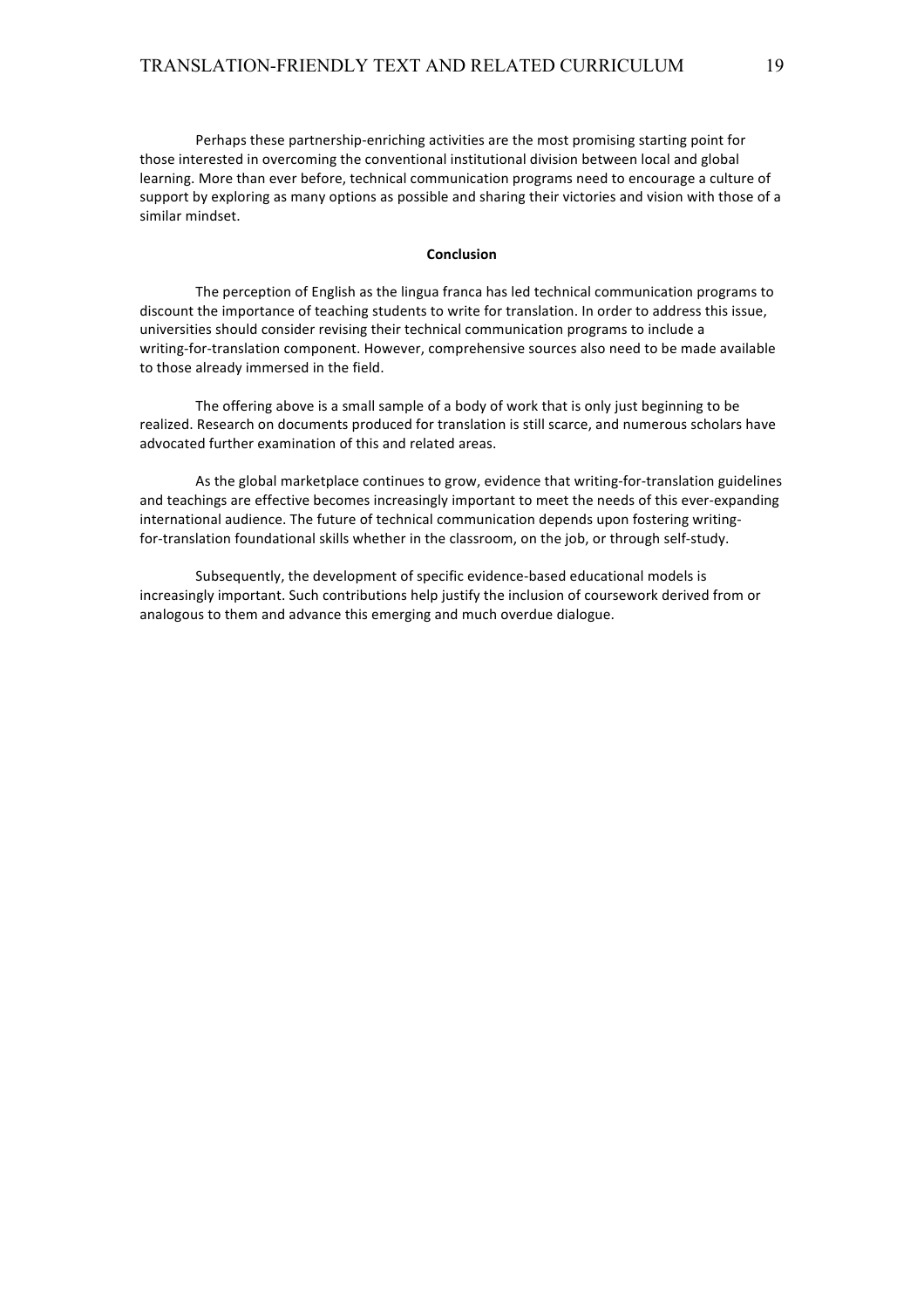Perhaps these partnership-enriching activities are the most promising starting point for those interested in overcoming the conventional institutional division between local and global learning. More than ever before, technical communication programs need to encourage a culture of support by exploring as many options as possible and sharing their victories and vision with those of a similar mindset.

## Conclusion

The perception of English as the lingua franca has led technical communication programs to discount the importance of teaching students to write for translation. In order to address this issue, universities should consider revising their technical communication programs to include a writing-for-translation component. However, comprehensive sources also need to be made available to those already immersed in the field.

The offering above is a small sample of a body of work that is only just beginning to be realized. Research on documents produced for translation is still scarce, and numerous scholars have advocated further examination of this and related areas.

As the global marketplace continues to grow, evidence that writing-for-translation guidelines and teachings are effective becomes increasingly important to meet the needs of this ever-expanding international audience. The future of technical communication depends upon fostering writing-for-translation foundational skills whether in the classroom, on the job, or through self-study.

Subsequently, the development of specific evidence-based educational models is increasingly important. Such contributions help justify the inclusion of coursework derived from or analogous to them and advance this emerging and much overdue dialogue.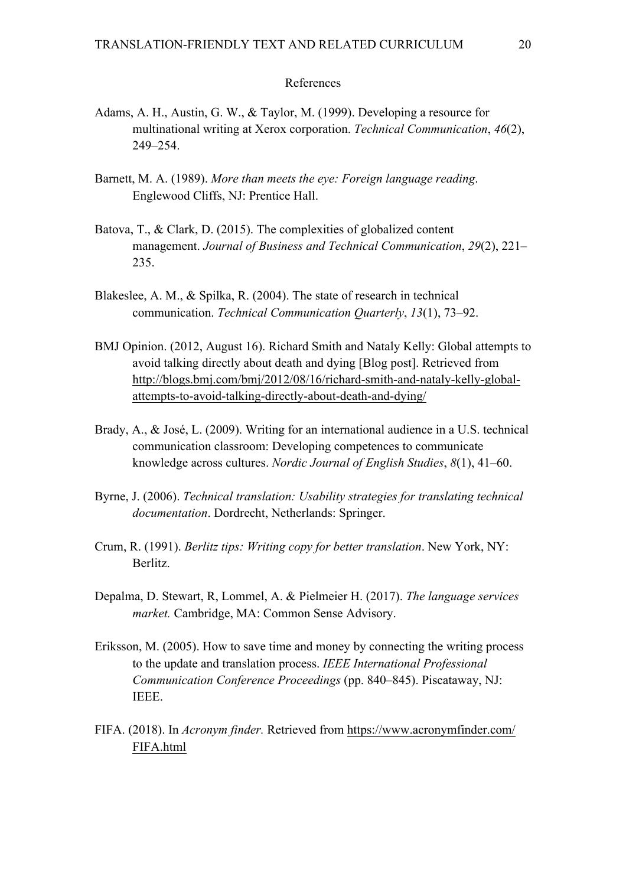## References

Adams, A. H., Austin, G. W., & Taylor, M. (1999). Developing a resource for multinational writing at Xerox corporation. *Technical Communication*, *46*(2), 249–254.

Barnett, M. A. (1989). *More than meets the eye: Foreign language reading*. Englewood Cliffs, NJ: Prentice Hall.

Batova, T., & Clark, D. (2015). The complexities of globalized content management. *Journal of Business and Technical Communication*, *29*(2), 221–235.

Blakeslee, A. M., & Spilka, R. (2004). The state of research in technical communication. *Technical Communication Quarterly*, *13*(1), 73–92.

BMJ Opinion. (2012, August 16). Richard Smith and Nataly Kelly: Global attempts to avoid talking directly about death and dying [Blog post]. Retrieved from http://blogs.bmj.com/bmj/2012/08/16/richard-smith-and-nataly-kelly-global-attempts-to-avoid-talking-directly-about-death-and-dying/

Brady, A., & José, L. (2009). Writing for an international audience in a U.S. technical communication classroom: Developing competences to communicate knowledge across cultures. *Nordic Journal of English Studies*, *8*(1), 41–60.

Byrne, J. (2006). *Technical translation: Usability strategies for translating technical documentation*. Dordrecht, Netherlands: Springer.

Crum, R. (1991). *Berlitz tips: Writing copy for better translation*. New York, NY: Berlitz.

Depalma, D. Stewart, R, Lommel, A. & Pielmeier H. (2017). *The language services market.* Cambridge, MA: Common Sense Advisory.

Eriksson, M. (2005). How to save time and money by connecting the writing process to the update and translation process. *IEEE International Professional Communication Conference Proceedings* (pp. 840–845). Piscataway, NJ: IEEE.

FIFA. (2018). In *Acronym finder.* Retrieved from https://www.acronymfinder.com/FIFA.html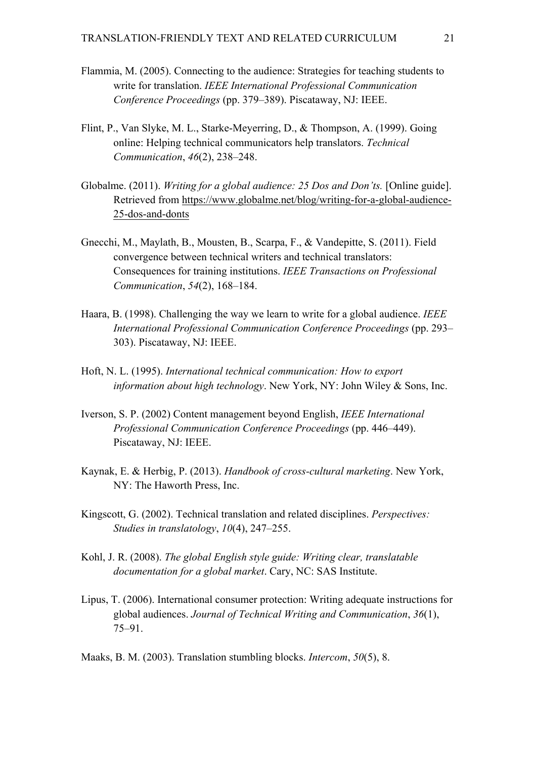Flammia, M. (2005). Connecting to the audience: Strategies for teaching students to write for translation. *IEEE International Professional Communication Conference Proceedings* (pp. 379–389). Piscataway, NJ: IEEE.

Flint, P., Van Slyke, M. L., Starke-Meyerring, D., & Thompson, A. (1999). Going online: Helping technical communicators help translators. *Technical Communication*, *46*(2), 238–248.

Globalme. (2011). *Writing for a global audience: 25 Dos and Don'ts.* [Online guide]. Retrieved from https://www.globalme.net/blog/writing-for-a-global-audience-25-dos-and-donts

Gnecchi, M., Maylath, B., Mousten, B., Scarpa, F., & Vandepitte, S. (2011). Field convergence between technical writers and technical translators: Consequences for training institutions. *IEEE Transactions on Professional Communication*, *54*(2), 168–184.

Haara, B. (1998). Challenging the way we learn to write for a global audience. *IEEE International Professional Communication Conference Proceedings* (pp. 293–303). Piscataway, NJ: IEEE.

Hoft, N. L. (1995). *International technical communication: How to export information about high technology*. New York, NY: John Wiley & Sons, Inc.

Iverson, S. P. (2002) Content management beyond English, *IEEE International Professional Communication Conference Proceedings* (pp. 446–449). Piscataway, NJ: IEEE.

Kaynak, E. & Herbig, P. (2013). *Handbook of cross-cultural marketing*. New York, NY: The Haworth Press, Inc.

Kingscott, G. (2002). Technical translation and related disciplines. *Perspectives: Studies in translatology*, *10*(4), 247–255.

Kohl, J. R. (2008). *The global English style guide: Writing clear, translatable documentation for a global market*. Cary, NC: SAS Institute.

Lipus, T. (2006). International consumer protection: Writing adequate instructions for global audiences. *Journal of Technical Writing and Communication*, *36*(1), 75–91.

Maaks, B. M. (2003). Translation stumbling blocks. *Intercom*, *50*(5), 8.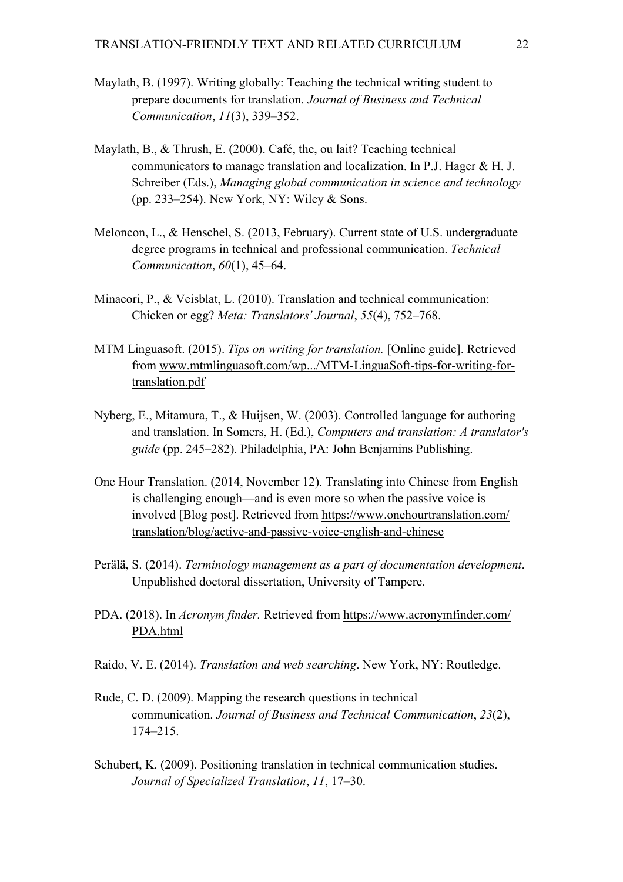Maylath, B. (1997). Writing globally: Teaching the technical writing student to prepare documents for translation. *Journal of Business and Technical Communication*, *11*(3), 339–352.

Maylath, B., & Thrush, E. (2000). Café, the, ou lait? Teaching technical communicators to manage translation and localization. In P.J. Hager & H. J. Schreiber (Eds.), *Managing global communication in science and technology* (pp. 233–254). New York, NY: Wiley & Sons.

Meloncon, L., & Henschel, S. (2013, February). Current state of U.S. undergraduate degree programs in technical and professional communication. *Technical Communication*, *60*(1), 45–64.

Minacori, P., & Veisblat, L. (2010). Translation and technical communication: Chicken or egg? *Meta: Translators' Journal*, *55*(4), 752–768.

MTM Linguasoft. (2015). *Tips on writing for translation.* [Online guide]. Retrieved from www.mtmlinguasoft.com/wp.../MTM-LinguaSoft-tips-for-writing-for-translation.pdf

Nyberg, E., Mitamura, T., & Huijsen, W. (2003). Controlled language for authoring and translation. In Somers, H. (Ed.), *Computers and translation: A translator's guide* (pp. 245–282). Philadelphia, PA: John Benjamins Publishing.

One Hour Translation. (2014, November 12). Translating into Chinese from English is challenging enough—and is even more so when the passive voice is involved [Blog post]. Retrieved from https://www.onehourtranslation.com/translation/blog/active-and-passive-voice-english-and-chinese

Perälä, S. (2014). *Terminology management as a part of documentation development*. Unpublished doctoral dissertation, University of Tampere.

PDA. (2018). In *Acronym finder.* Retrieved from https://www.acronymfinder.com/PDA.html

Raido, V. E. (2014). *Translation and web searching*. New York, NY: Routledge.

Rude, C. D. (2009). Mapping the research questions in technical communication. *Journal of Business and Technical Communication*, *23*(2), 174–215.

Schubert, K. (2009). Positioning translation in technical communication studies. *Journal of Specialized Translation*, *11*, 17–30.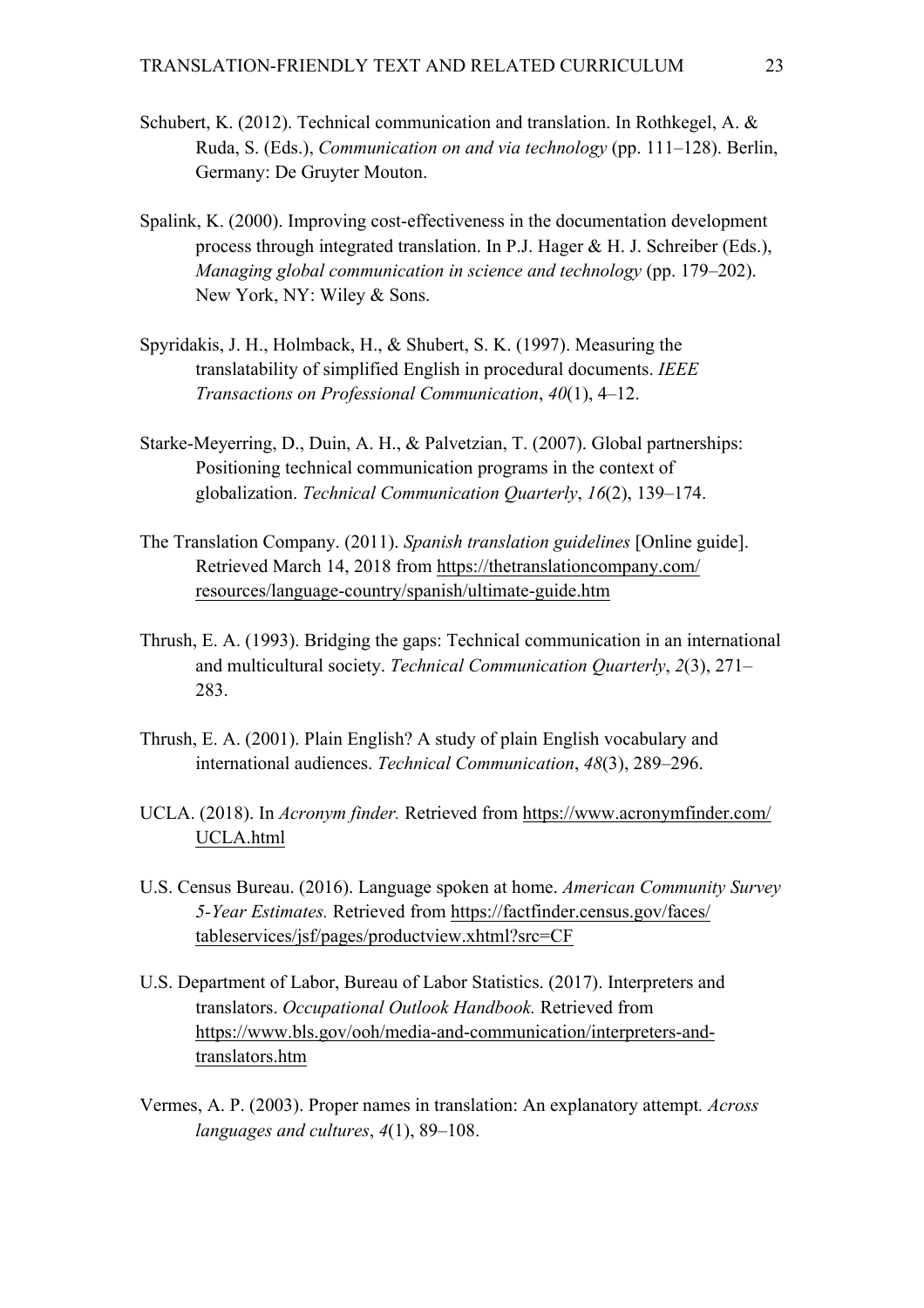Schubert, K. (2012). Technical communication and translation. In Rothkegel, A. & Ruda, S. (Eds.), *Communication on and via technology* (pp. 111–128). Berlin, Germany: De Gruyter Mouton.

Spalink, K. (2000). Improving cost-effectiveness in the documentation development process through integrated translation. In P.J. Hager & H. J. Schreiber (Eds.), *Managing global communication in science and technology* (pp. 179–202). New York, NY: Wiley & Sons.

Spyridakis, J. H., Holmback, H., & Shubert, S. K. (1997). Measuring the translatability of simplified English in procedural documents. *IEEE Transactions on Professional Communication*, *40*(1), 4–12.

Starke-Meyerring, D., Duin, A. H., & Palvetzian, T. (2007). Global partnerships: Positioning technical communication programs in the context of globalization. *Technical Communication Quarterly*, *16*(2), 139–174.

The Translation Company. (2011). *Spanish translation guidelines* [Online guide]. Retrieved March 14, 2018 from https://thetranslationcompany.com/resources/language-country/spanish/ultimate-guide.htm

Thrush, E. A. (1993). Bridging the gaps: Technical communication in an international and multicultural society. *Technical Communication Quarterly*, *2*(3), 271–283.

Thrush, E. A. (2001). Plain English? A study of plain English vocabulary and international audiences. *Technical Communication*, *48*(3), 289–296.

UCLA. (2018). In *Acronym finder.* Retrieved from https://www.acronymfinder.com/UCLA.html

U.S. Census Bureau. (2016). Language spoken at home. *American Community Survey 5-Year Estimates.* Retrieved from https://factfinder.census.gov/faces/tableservices/jsf/pages/productview.xhtml?src=CF

U.S. Department of Labor, Bureau of Labor Statistics. (2017). Interpreters and translators. *Occupational Outlook Handbook.* Retrieved from https://www.bls.gov/ooh/media-and-communication/interpreters-and-translators.htm

Vermes, A. P. (2003). Proper names in translation: An explanatory attempt*. Across languages and cultures*, *4*(1), 89–108.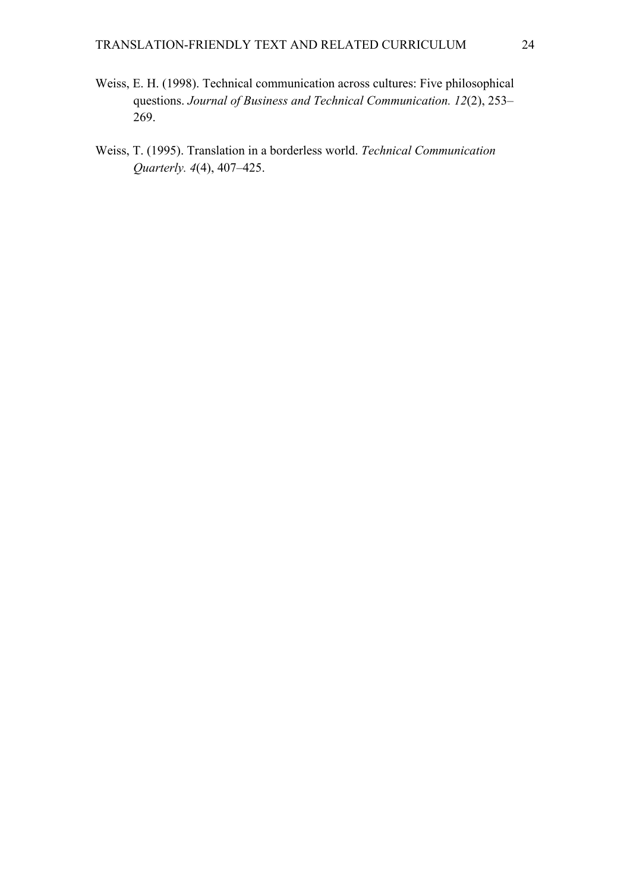Weiss, E. H. (1998). Technical communication across cultures: Five philosophical questions. *Journal of Business and Technical Communication. 12*(2), 253–269.

Weiss, T. (1995). Translation in a borderless world. *Technical Communication Quarterly. 4*(4), 407–425.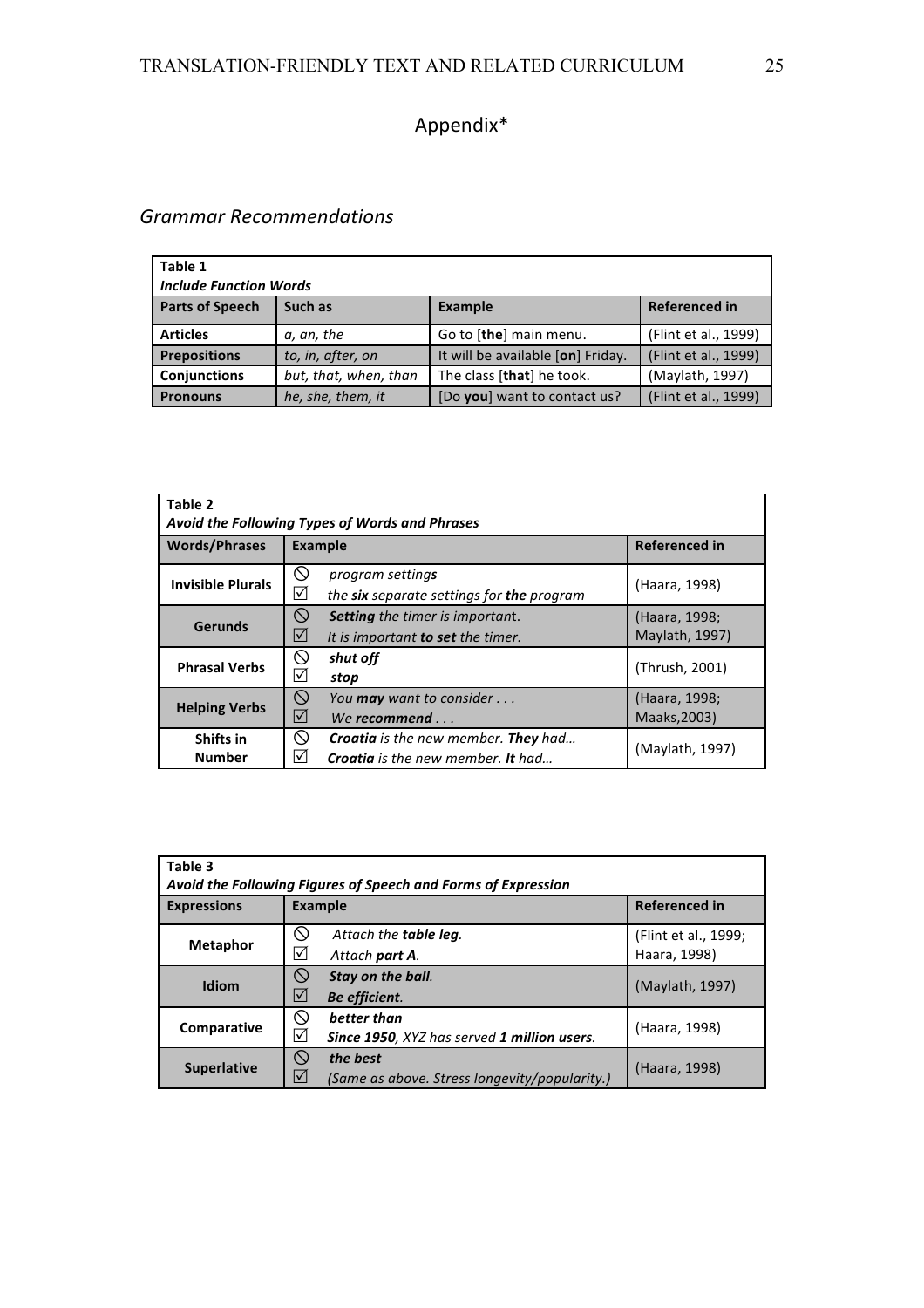# Appendix*

## *Grammar Recommendations*

**Table 1**
***Include Function Words***

| Parts of Speech | Such as | Example | Referenced in |
|---|---|---|---|
| **Articles** | *a, an, the* | Go to [**the**] main menu. | (Flint et al., 1999) |
| **Prepositions** | *to, in, after, on* | It will be available [**on**] Friday. | (Flint et al., 1999) |
| **Conjunctions** | *but, that, when, than* | The class [**that**] he took. | (Maylath, 1997) |
| **Pronouns** | *he, she, them, it* | [Do **you**] want to contact us? | (Flint et al., 1999) |

**Table 2**
***Avoid the Following Types of Words and Phrases***

| Words/Phrases | Example | Referenced in |
|---|---|---|
| **Invisible Plurals** | ⃠ *program setting**s***<br>☑ *the **six** separate settings for **the** program* | (Haara, 1998) |
| **Gerunds** | ⃠ ***Setting** the timer is important.*<br>☑ *It is important **to set** the timer.* | (Haara, 1998; Maylath, 1997) |
| **Phrasal Verbs** | ⃠ ***shut off***<br>☑ ***stop*** | (Thrush, 2001) |
| **Helping Verbs** | ⃠ *You **may** want to consider . . .*<br>☑ *We **recommend** . . .* | (Haara, 1998; Maaks,2003) |
| **Shifts in Number** | ⃠ ***Croatia** is the new member. **They** had…*<br>☑ ***Croatia** is the new member. **It** had…* | (Maylath, 1997) |

**Table 3**
***Avoid the Following Figures of Speech and Forms of Expression***

| Expressions | Example | Referenced in |
|---|---|---|
| **Metaphor** | ⃠ *Attach the **table leg**.*<br>☑ *Attach **part A**.* | (Flint et al., 1999; Haara, 1998) |
| **Idiom** | ⃠ ***Stay on the ball.***<br>☑ ***Be efficient**.* | (Maylath, 1997) |
| **Comparative** | ⃠ ***better than***<br>☑ ***Since 1950**, XYZ has served **1 million users**.* | (Haara, 1998) |
| **Superlative** | ⃠ ***the best***<br>☑ *(Same as above. Stress longevity/popularity.)* | (Haara, 1998) |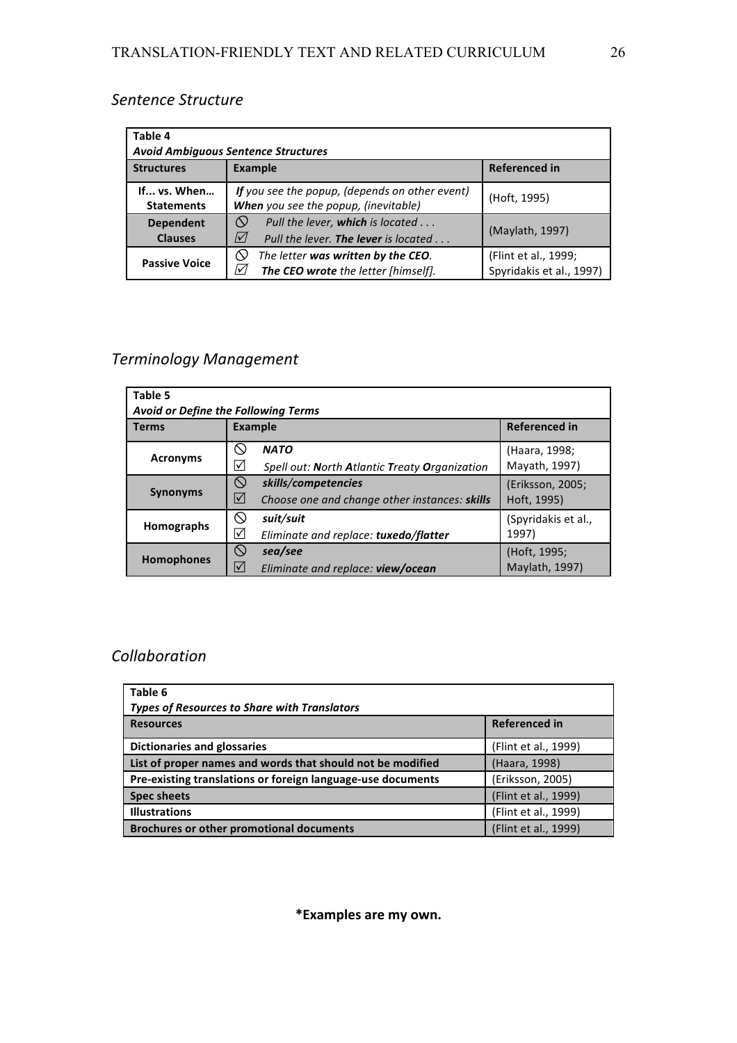*Sentence Structure*

**Table 4**
***Avoid Ambiguous Sentence Structures***

| Structures | Example | Referenced in |
|---|---|---|
| **If... vs. When... Statements** | ***If*** *you see the popup, (depends on other event)*<br>***When*** *you see the popup, (inevitable)* | (Hoft, 1995) |
| **Dependent Clauses** | ⃠ *Pull the lever,* ***which*** *is located . . .*<br>☑ *Pull the lever.* ***The lever*** *is located . . .* | (Maylath, 1997) |
| **Passive Voice** | ⃠ *The letter* ***was written by the CEO****.*<br>☑ ***The CEO wrote*** *the letter [himself].* | (Flint et al., 1999; Spyridakis et al., 1997) |

*Terminology Management*

**Table 5**
***Avoid or Define the Following Terms***

| Terms | Example | Referenced in |
|---|---|---|
| **Acronyms** | ⃠ ***NATO***<br>☑ *Spell out:* ***N****orth* ***A****tlantic* ***T****reaty* ***O****rganization* | (Haara, 1998; Mayath, 1997) |
| **Synonyms** | ⃠ ***skills/competencies***<br>☑ *Choose one and change other instances:* ***skills*** | (Eriksson, 2005; Hoft, 1995) |
| **Homographs** | ⃠ ***suit/suit***<br>☑ *Eliminate and replace:* ***tuxedo/flatter*** | (Spyridakis et al., 1997) |
| **Homophones** | ⃠ ***sea/see***<br>☑ *Eliminate and replace:* ***view/ocean*** | (Hoft, 1995; Maylath, 1997) |

*Collaboration*

**Table 6**
***Types of Resources to Share with Translators***

| Resources | Referenced in |
|---|---|
| **Dictionaries and glossaries** | (Flint et al., 1999) |
| **List of proper names and words that should not be modified** | (Haara, 1998) |
| **Pre-existing translations or foreign language-use documents** | (Eriksson, 2005) |
| **Spec sheets** | (Flint et al., 1999) |
| **Illustrations** | (Flint et al., 1999) |
| **Brochures or other promotional documents** | (Flint et al., 1999) |

**\*Examples are my own.**